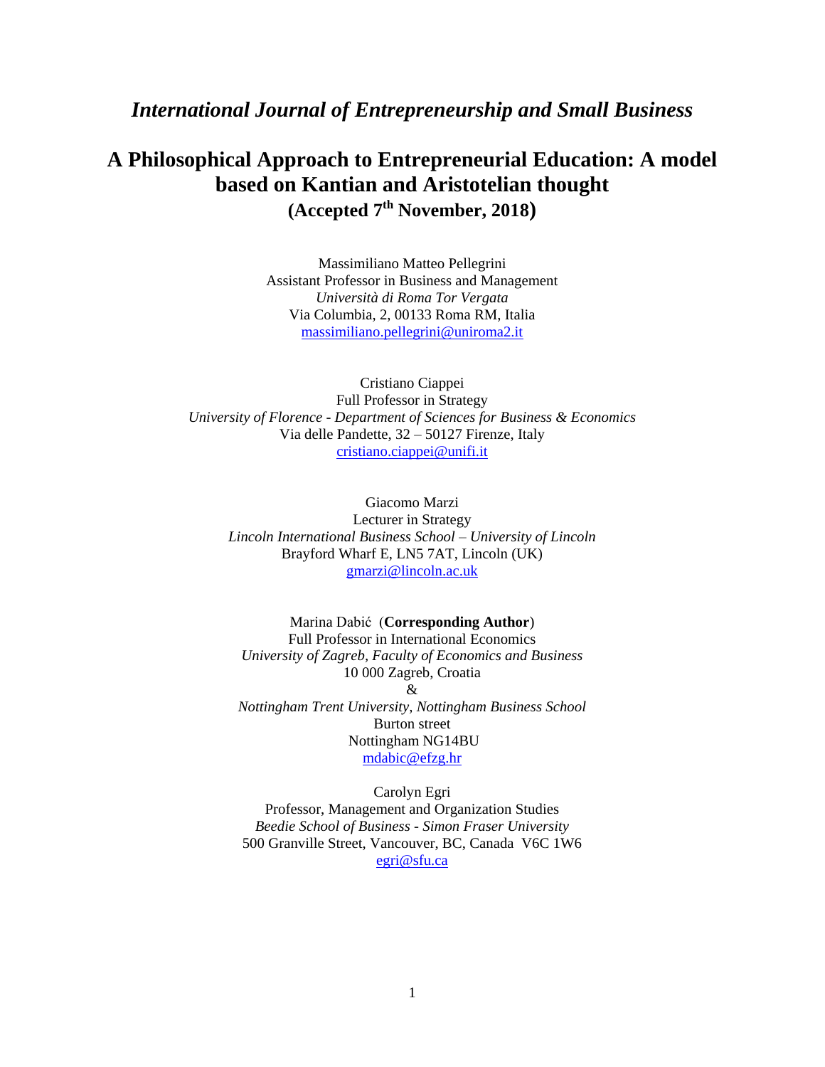*International Journal of Entrepreneurship and Small Business*

# A Philosophical Approach to Entrepreneurial Education: A model based on Kantian and Aristotelian thought

**(Accepted 7th November, 2018)**

Massimiliano Matteo Pellegrini
Assistant Professor in Business and Management
*Università di Roma Tor Vergata*
Via Columbia, 2, 00133 Roma RM, Italia
massimiliano.pellegrini@uniroma2.it

Cristiano Ciappei
Full Professor in Strategy
*University of Florence - Department of Sciences for Business & Economics*
Via delle Pandette, 32 – 50127 Firenze, Italy
cristiano.ciappei@unifi.it

Giacomo Marzi
Lecturer in Strategy
*Lincoln International Business School – University of Lincoln*
Brayford Wharf E, LN5 7AT, Lincoln (UK)
gmarzi@lincoln.ac.uk

Marina Dabić (**Corresponding Author**)
Full Professor in International Economics
*University of Zagreb, Faculty of Economics and Business*
10 000 Zagreb, Croatia
&
*Nottingham Trent University, Nottingham Business School*
Burton street
Nottingham NG14BU
mdabic@efzg.hr

Carolyn Egri
Professor, Management and Organization Studies
*Beedie School of Business - Simon Fraser University*
500 Granville Street, Vancouver, BC, Canada V6C 1W6
egri@sfu.ca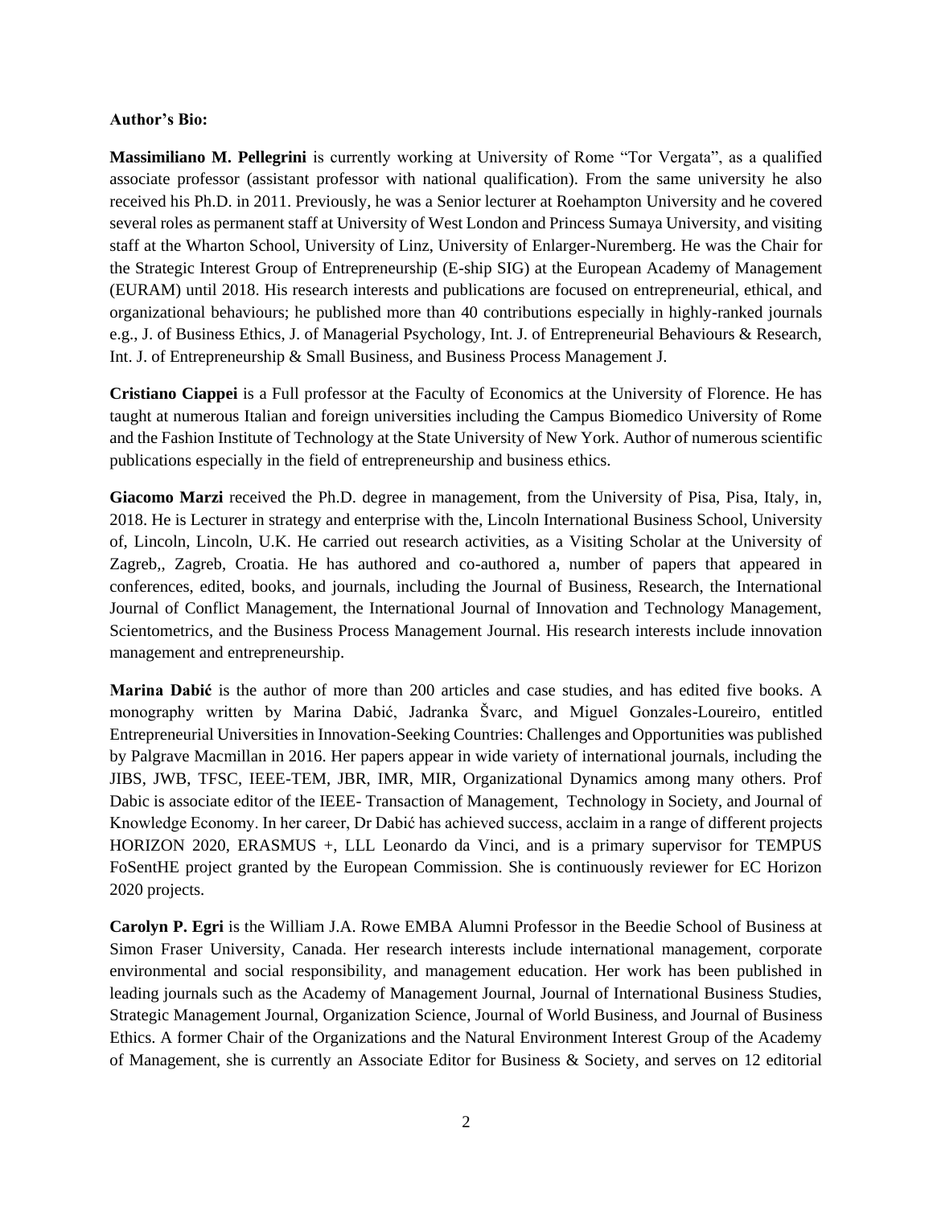**Author's Bio:**

**Massimiliano M. Pellegrini** is currently working at University of Rome "Tor Vergata", as a qualified associate professor (assistant professor with national qualification). From the same university he also received his Ph.D. in 2011. Previously, he was a Senior lecturer at Roehampton University and he covered several roles as permanent staff at University of West London and Princess Sumaya University, and visiting staff at the Wharton School, University of Linz, University of Enlarger-Nuremberg. He was the Chair for the Strategic Interest Group of Entrepreneurship (E-ship SIG) at the European Academy of Management (EURAM) until 2018. His research interests and publications are focused on entrepreneurial, ethical, and organizational behaviours; he published more than 40 contributions especially in highly-ranked journals e.g., J. of Business Ethics, J. of Managerial Psychology, Int. J. of Entrepreneurial Behaviours & Research, Int. J. of Entrepreneurship & Small Business, and Business Process Management J.

**Cristiano Ciappei** is a Full professor at the Faculty of Economics at the University of Florence. He has taught at numerous Italian and foreign universities including the Campus Biomedico University of Rome and the Fashion Institute of Technology at the State University of New York. Author of numerous scientific publications especially in the field of entrepreneurship and business ethics.

**Giacomo Marzi** received the Ph.D. degree in management, from the University of Pisa, Pisa, Italy, in, 2018. He is Lecturer in strategy and enterprise with the, Lincoln International Business School, University of, Lincoln, Lincoln, U.K. He carried out research activities, as a Visiting Scholar at the University of Zagreb,, Zagreb, Croatia. He has authored and co-authored a, number of papers that appeared in conferences, edited, books, and journals, including the Journal of Business, Research, the International Journal of Conflict Management, the International Journal of Innovation and Technology Management, Scientometrics, and the Business Process Management Journal. His research interests include innovation management and entrepreneurship.

**Marina Dabić** is the author of more than 200 articles and case studies, and has edited five books. A monography written by Marina Dabić, Jadranka Švarc, and Miguel Gonzales-Loureiro, entitled Entrepreneurial Universities in Innovation-Seeking Countries: Challenges and Opportunities was published by Palgrave Macmillan in 2016. Her papers appear in wide variety of international journals, including the JIBS, JWB, TFSC, IEEE-TEM, JBR, IMR, MIR, Organizational Dynamics among many others. Prof Dabic is associate editor of the IEEE- Transaction of Management, Technology in Society, and Journal of Knowledge Economy. In her career, Dr Dabić has achieved success, acclaim in a range of different projects HORIZON 2020, ERASMUS +, LLL Leonardo da Vinci, and is a primary supervisor for TEMPUS FoSentHE project granted by the European Commission. She is continuously reviewer for EC Horizon 2020 projects.

**Carolyn P. Egri** is the William J.A. Rowe EMBA Alumni Professor in the Beedie School of Business at Simon Fraser University, Canada. Her research interests include international management, corporate environmental and social responsibility, and management education. Her work has been published in leading journals such as the Academy of Management Journal, Journal of International Business Studies, Strategic Management Journal, Organization Science, Journal of World Business, and Journal of Business Ethics. A former Chair of the Organizations and the Natural Environment Interest Group of the Academy of Management, she is currently an Associate Editor for Business & Society, and serves on 12 editorial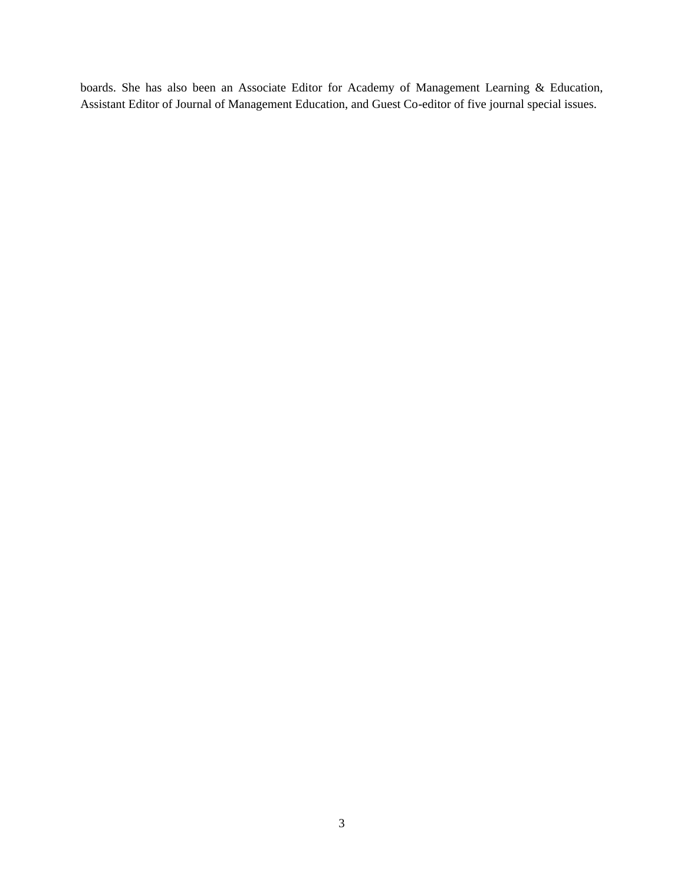boards. She has also been an Associate Editor for Academy of Management Learning & Education, Assistant Editor of Journal of Management Education, and Guest Co-editor of five journal special issues.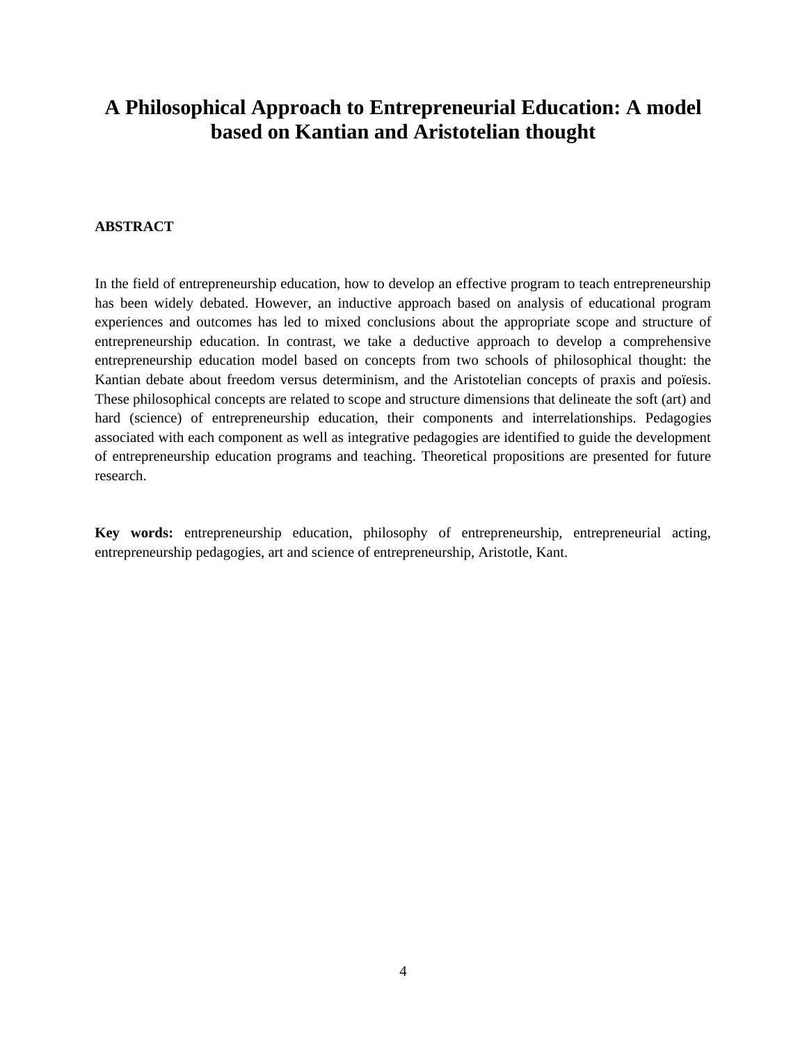# A Philosophical Approach to Entrepreneurial Education: A model based on Kantian and Aristotelian thought

**ABSTRACT**

In the field of entrepreneurship education, how to develop an effective program to teach entrepreneurship has been widely debated. However, an inductive approach based on analysis of educational program experiences and outcomes has led to mixed conclusions about the appropriate scope and structure of entrepreneurship education. In contrast, we take a deductive approach to develop a comprehensive entrepreneurship education model based on concepts from two schools of philosophical thought: the Kantian debate about freedom versus determinism, and the Aristotelian concepts of praxis and poïesis. These philosophical concepts are related to scope and structure dimensions that delineate the soft (art) and hard (science) of entrepreneurship education, their components and interrelationships. Pedagogies associated with each component as well as integrative pedagogies are identified to guide the development of entrepreneurship education programs and teaching. Theoretical propositions are presented for future research.

**Key words:** entrepreneurship education, philosophy of entrepreneurship, entrepreneurial acting, entrepreneurship pedagogies, art and science of entrepreneurship, Aristotle, Kant.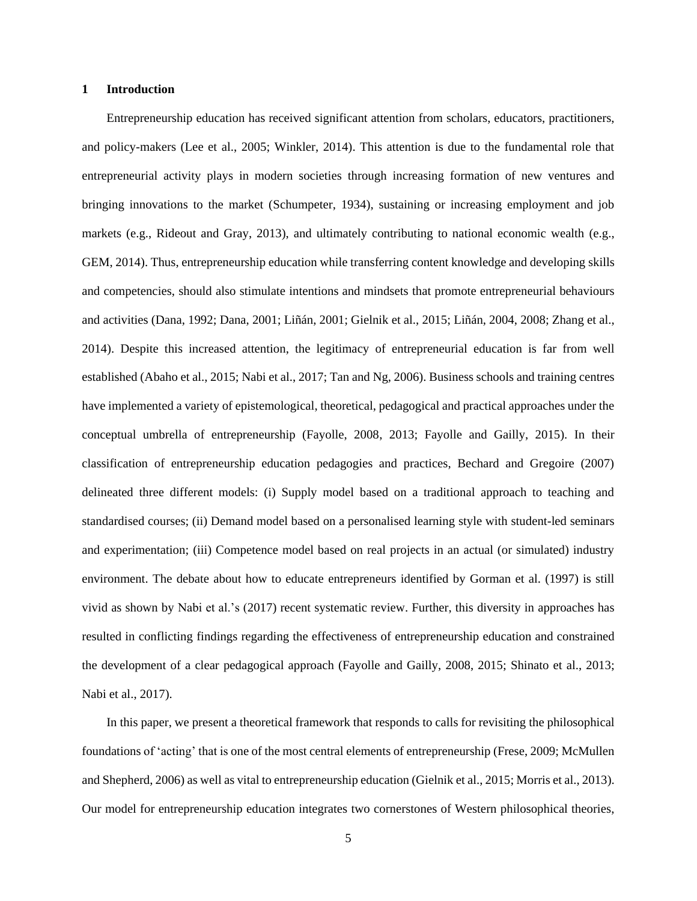## 1 Introduction

Entrepreneurship education has received significant attention from scholars, educators, practitioners, and policy-makers (Lee et al., 2005; Winkler, 2014). This attention is due to the fundamental role that entrepreneurial activity plays in modern societies through increasing formation of new ventures and bringing innovations to the market (Schumpeter, 1934), sustaining or increasing employment and job markets (e.g., Rideout and Gray, 2013), and ultimately contributing to national economic wealth (e.g., GEM, 2014). Thus, entrepreneurship education while transferring content knowledge and developing skills and competencies, should also stimulate intentions and mindsets that promote entrepreneurial behaviours and activities (Dana, 1992; Dana, 2001; Liñán, 2001; Gielnik et al., 2015; Liñán, 2004, 2008; Zhang et al., 2014). Despite this increased attention, the legitimacy of entrepreneurial education is far from well established (Abaho et al., 2015; Nabi et al., 2017; Tan and Ng, 2006). Business schools and training centres have implemented a variety of epistemological, theoretical, pedagogical and practical approaches under the conceptual umbrella of entrepreneurship (Fayolle, 2008, 2013; Fayolle and Gailly, 2015). In their classification of entrepreneurship education pedagogies and practices, Bechard and Gregoire (2007) delineated three different models: (i) Supply model based on a traditional approach to teaching and standardised courses; (ii) Demand model based on a personalised learning style with student-led seminars and experimentation; (iii) Competence model based on real projects in an actual (or simulated) industry environment. The debate about how to educate entrepreneurs identified by Gorman et al. (1997) is still vivid as shown by Nabi et al.'s (2017) recent systematic review. Further, this diversity in approaches has resulted in conflicting findings regarding the effectiveness of entrepreneurship education and constrained the development of a clear pedagogical approach (Fayolle and Gailly, 2008, 2015; Shinato et al., 2013; Nabi et al., 2017).

In this paper, we present a theoretical framework that responds to calls for revisiting the philosophical foundations of 'acting' that is one of the most central elements of entrepreneurship (Frese, 2009; McMullen and Shepherd, 2006) as well as vital to entrepreneurship education (Gielnik et al., 2015; Morris et al., 2013). Our model for entrepreneurship education integrates two cornerstones of Western philosophical theories,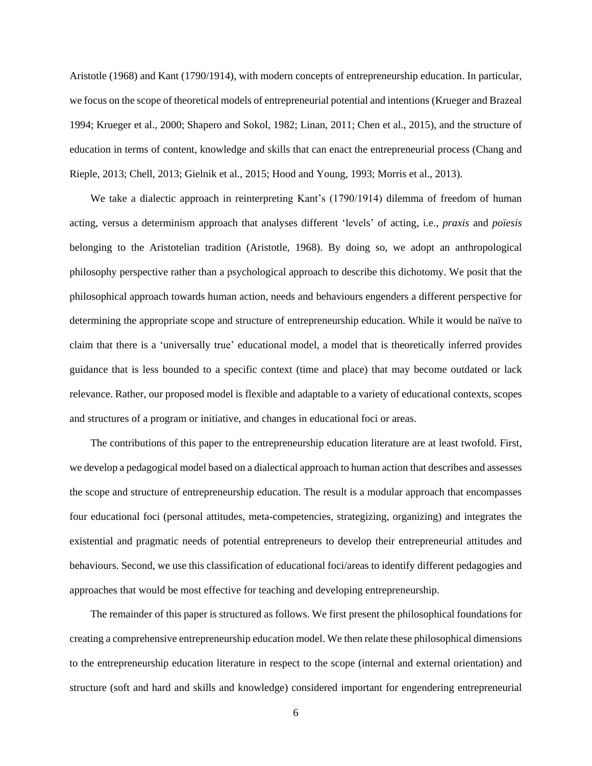Aristotle (1968) and Kant (1790/1914), with modern concepts of entrepreneurship education. In particular, we focus on the scope of theoretical models of entrepreneurial potential and intentions (Krueger and Brazeal 1994; Krueger et al., 2000; Shapero and Sokol, 1982; Linan, 2011; Chen et al., 2015), and the structure of education in terms of content, knowledge and skills that can enact the entrepreneurial process (Chang and Rieple, 2013; Chell, 2013; Gielnik et al., 2015; Hood and Young, 1993; Morris et al., 2013).

We take a dialectic approach in reinterpreting Kant's (1790/1914) dilemma of freedom of human acting, versus a determinism approach that analyses different 'levels' of acting, i.e., *praxis* and *poïesis* belonging to the Aristotelian tradition (Aristotle, 1968). By doing so, we adopt an anthropological philosophy perspective rather than a psychological approach to describe this dichotomy. We posit that the philosophical approach towards human action, needs and behaviours engenders a different perspective for determining the appropriate scope and structure of entrepreneurship education. While it would be naïve to claim that there is a 'universally true' educational model, a model that is theoretically inferred provides guidance that is less bounded to a specific context (time and place) that may become outdated or lack relevance. Rather, our proposed model is flexible and adaptable to a variety of educational contexts, scopes and structures of a program or initiative, and changes in educational foci or areas.

The contributions of this paper to the entrepreneurship education literature are at least twofold. First, we develop a pedagogical model based on a dialectical approach to human action that describes and assesses the scope and structure of entrepreneurship education. The result is a modular approach that encompasses four educational foci (personal attitudes, meta-competencies, strategizing, organizing) and integrates the existential and pragmatic needs of potential entrepreneurs to develop their entrepreneurial attitudes and behaviours. Second, we use this classification of educational foci/areas to identify different pedagogies and approaches that would be most effective for teaching and developing entrepreneurship.

The remainder of this paper is structured as follows. We first present the philosophical foundations for creating a comprehensive entrepreneurship education model. We then relate these philosophical dimensions to the entrepreneurship education literature in respect to the scope (internal and external orientation) and structure (soft and hard and skills and knowledge) considered important for engendering entrepreneurial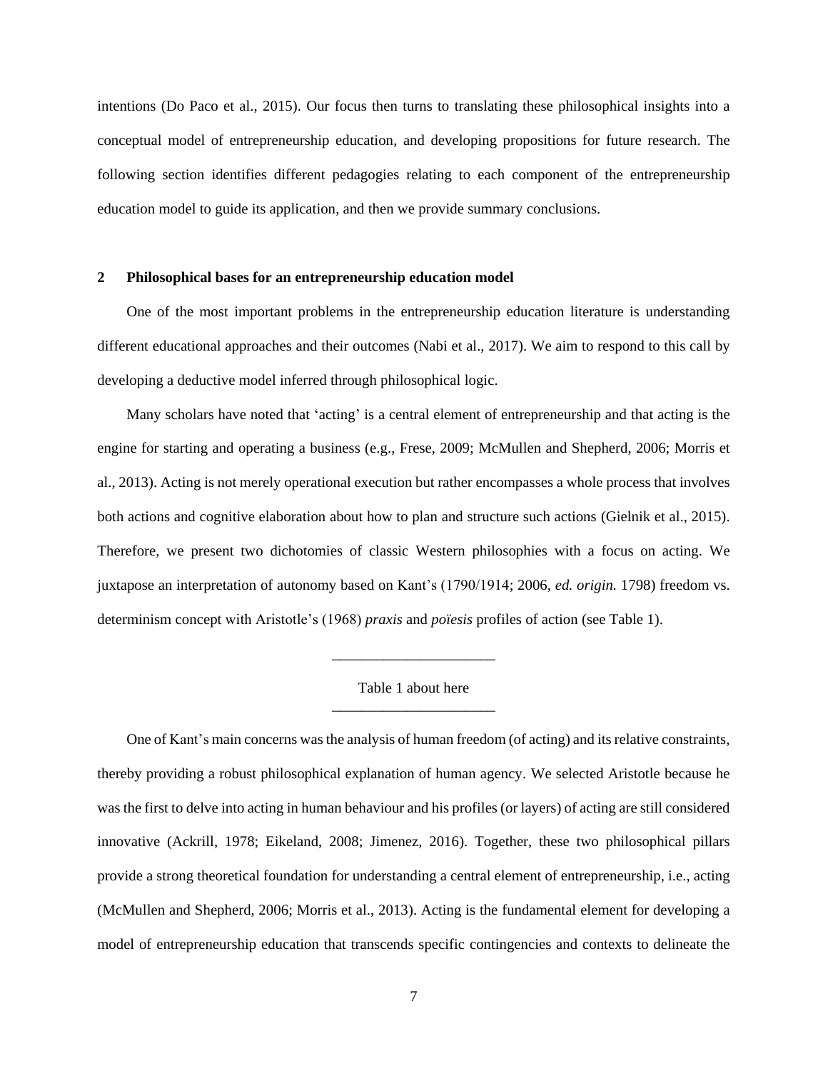intentions (Do Paco et al., 2015). Our focus then turns to translating these philosophical insights into a conceptual model of entrepreneurship education, and developing propositions for future research. The following section identifies different pedagogies relating to each component of the entrepreneurship education model to guide its application, and then we provide summary conclusions.

## 2 Philosophical bases for an entrepreneurship education model

One of the most important problems in the entrepreneurship education literature is understanding different educational approaches and their outcomes (Nabi et al., 2017). We aim to respond to this call by developing a deductive model inferred through philosophical logic.

Many scholars have noted that 'acting' is a central element of entrepreneurship and that acting is the engine for starting and operating a business (e.g., Frese, 2009; McMullen and Shepherd, 2006; Morris et al., 2013). Acting is not merely operational execution but rather encompasses a whole process that involves both actions and cognitive elaboration about how to plan and structure such actions (Gielnik et al., 2015). Therefore, we present two dichotomies of classic Western philosophies with a focus on acting. We juxtapose an interpretation of autonomy based on Kant's (1790/1914; 2006, *ed. origin.* 1798) freedom vs. determinism concept with Aristotle's (1968) *praxis* and *poïesis* profiles of action (see Table 1).

Table 1 about here

One of Kant's main concerns was the analysis of human freedom (of acting) and its relative constraints, thereby providing a robust philosophical explanation of human agency. We selected Aristotle because he was the first to delve into acting in human behaviour and his profiles (or layers) of acting are still considered innovative (Ackrill, 1978; Eikeland, 2008; Jimenez, 2016). Together, these two philosophical pillars provide a strong theoretical foundation for understanding a central element of entrepreneurship, i.e., acting (McMullen and Shepherd, 2006; Morris et al., 2013). Acting is the fundamental element for developing a model of entrepreneurship education that transcends specific contingencies and contexts to delineate the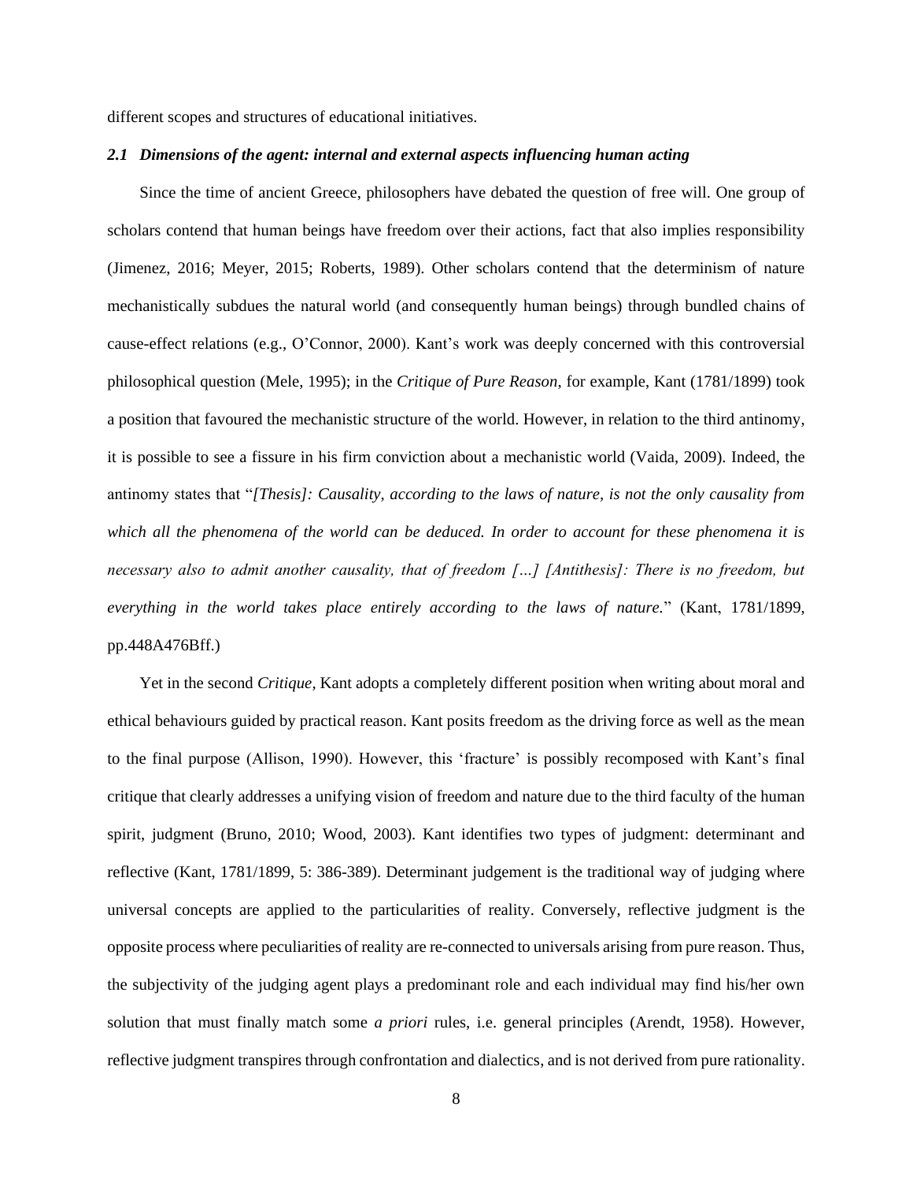different scopes and structures of educational initiatives.

### ***2.1 Dimensions of the agent: internal and external aspects influencing human acting***

Since the time of ancient Greece, philosophers have debated the question of free will. One group of scholars contend that human beings have freedom over their actions, fact that also implies responsibility (Jimenez, 2016; Meyer, 2015; Roberts, 1989). Other scholars contend that the determinism of nature mechanistically subdues the natural world (and consequently human beings) through bundled chains of cause-effect relations (e.g., O'Connor, 2000). Kant's work was deeply concerned with this controversial philosophical question (Mele, 1995); in the *Critique of Pure Reason*, for example, Kant (1781/1899) took a position that favoured the mechanistic structure of the world. However, in relation to the third antinomy, it is possible to see a fissure in his firm conviction about a mechanistic world (Vaida, 2009). Indeed, the antinomy states that "*[Thesis]: Causality, according to the laws of nature, is not the only causality from which all the phenomena of the world can be deduced. In order to account for these phenomena it is necessary also to admit another causality, that of freedom […] [Antithesis]: There is no freedom, but everything in the world takes place entirely according to the laws of nature.*" (Kant, 1781/1899, pp.448A476Bff.)

Yet in the second *Critique,* Kant adopts a completely different position when writing about moral and ethical behaviours guided by practical reason. Kant posits freedom as the driving force as well as the mean to the final purpose (Allison, 1990). However, this 'fracture' is possibly recomposed with Kant's final critique that clearly addresses a unifying vision of freedom and nature due to the third faculty of the human spirit, judgment (Bruno, 2010; Wood, 2003). Kant identifies two types of judgment: determinant and reflective (Kant, 1781/1899, 5: 386-389). Determinant judgement is the traditional way of judging where universal concepts are applied to the particularities of reality. Conversely, reflective judgment is the opposite process where peculiarities of reality are re-connected to universals arising from pure reason. Thus, the subjectivity of the judging agent plays a predominant role and each individual may find his/her own solution that must finally match some *a priori* rules, i.e. general principles (Arendt, 1958). However, reflective judgment transpires through confrontation and dialectics, and is not derived from pure rationality.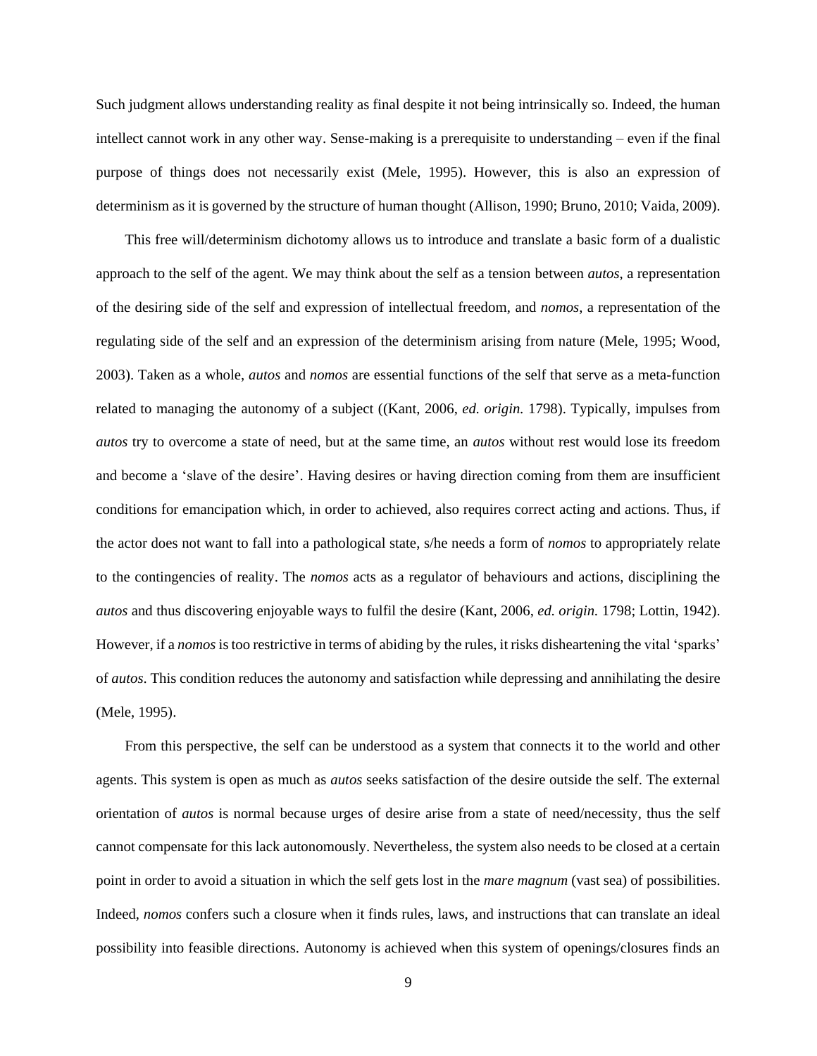Such judgment allows understanding reality as final despite it not being intrinsically so. Indeed, the human intellect cannot work in any other way. Sense-making is a prerequisite to understanding – even if the final purpose of things does not necessarily exist (Mele, 1995). However, this is also an expression of determinism as it is governed by the structure of human thought (Allison, 1990; Bruno, 2010; Vaida, 2009).

This free will/determinism dichotomy allows us to introduce and translate a basic form of a dualistic approach to the self of the agent. We may think about the self as a tension between *autos*, a representation of the desiring side of the self and expression of intellectual freedom, and *nomos*, a representation of the regulating side of the self and an expression of the determinism arising from nature (Mele, 1995; Wood, 2003). Taken as a whole, *autos* and *nomos* are essential functions of the self that serve as a meta-function related to managing the autonomy of a subject ((Kant, 2006, *ed. origin.* 1798). Typically, impulses from *autos* try to overcome a state of need, but at the same time, an *autos* without rest would lose its freedom and become a 'slave of the desire'. Having desires or having direction coming from them are insufficient conditions for emancipation which, in order to achieved, also requires correct acting and actions. Thus, if the actor does not want to fall into a pathological state, s/he needs a form of *nomos* to appropriately relate to the contingencies of reality. The *nomos* acts as a regulator of behaviours and actions, disciplining the *autos* and thus discovering enjoyable ways to fulfil the desire (Kant, 2006, *ed. origin.* 1798; Lottin, 1942). However, if a *nomos* is too restrictive in terms of abiding by the rules, it risks disheartening the vital 'sparks' of *autos*. This condition reduces the autonomy and satisfaction while depressing and annihilating the desire (Mele, 1995).

From this perspective, the self can be understood as a system that connects it to the world and other agents. This system is open as much as *autos* seeks satisfaction of the desire outside the self. The external orientation of *autos* is normal because urges of desire arise from a state of need/necessity, thus the self cannot compensate for this lack autonomously. Nevertheless, the system also needs to be closed at a certain point in order to avoid a situation in which the self gets lost in the *mare magnum* (vast sea) of possibilities. Indeed, *nomos* confers such a closure when it finds rules, laws, and instructions that can translate an ideal possibility into feasible directions. Autonomy is achieved when this system of openings/closures finds an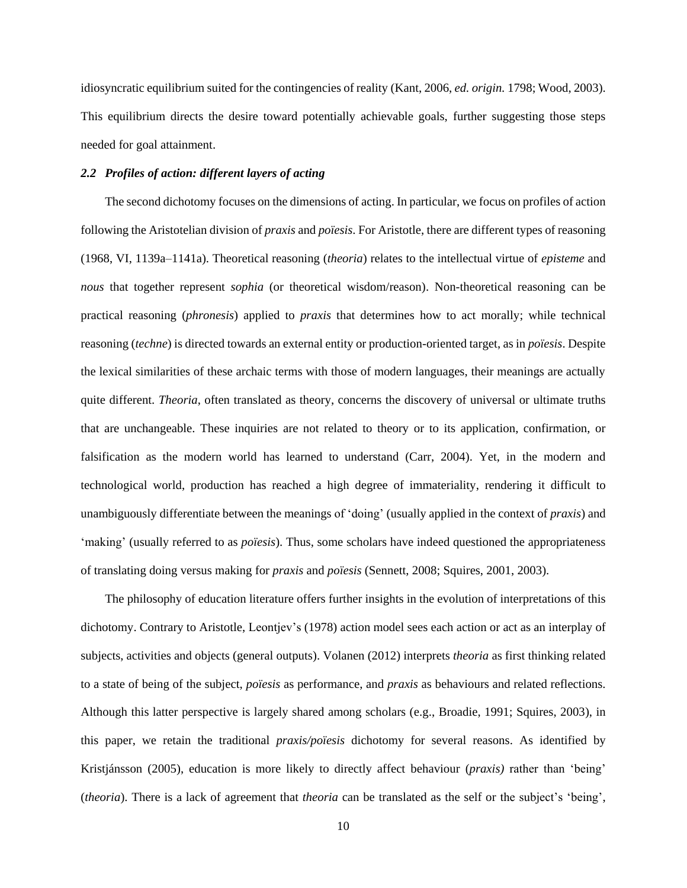idiosyncratic equilibrium suited for the contingencies of reality (Kant, 2006, *ed. origin.* 1798; Wood, 2003). This equilibrium directs the desire toward potentially achievable goals, further suggesting those steps needed for goal attainment.

### *2.2 Profiles of action: different layers of acting*

The second dichotomy focuses on the dimensions of acting. In particular, we focus on profiles of action following the Aristotelian division of *praxis* and *poïesis*. For Aristotle, there are different types of reasoning (1968, VI, 1139a–1141a). Theoretical reasoning (*theoria*) relates to the intellectual virtue of *episteme* and *nous* that together represent *sophia* (or theoretical wisdom/reason). Non-theoretical reasoning can be practical reasoning (*phronesis*) applied to *praxis* that determines how to act morally; while technical reasoning (*techne*) is directed towards an external entity or production-oriented target, as in *poïesis*. Despite the lexical similarities of these archaic terms with those of modern languages, their meanings are actually quite different. *Theoria*, often translated as theory, concerns the discovery of universal or ultimate truths that are unchangeable. These inquiries are not related to theory or to its application, confirmation, or falsification as the modern world has learned to understand (Carr, 2004). Yet, in the modern and technological world, production has reached a high degree of immateriality, rendering it difficult to unambiguously differentiate between the meanings of 'doing' (usually applied in the context of *praxis*) and 'making' (usually referred to as *poïesis*). Thus, some scholars have indeed questioned the appropriateness of translating doing versus making for *praxis* and *poïesis* (Sennett, 2008; Squires, 2001, 2003).

The philosophy of education literature offers further insights in the evolution of interpretations of this dichotomy. Contrary to Aristotle, Leontjev's (1978) action model sees each action or act as an interplay of subjects, activities and objects (general outputs). Volanen (2012) interprets *theoria* as first thinking related to a state of being of the subject, *poïesis* as performance, and *praxis* as behaviours and related reflections. Although this latter perspective is largely shared among scholars (e.g., Broadie, 1991; Squires, 2003), in this paper, we retain the traditional *praxis/poïesis* dichotomy for several reasons. As identified by Kristjánsson (2005), education is more likely to directly affect behaviour (*praxis)* rather than 'being' (*theoria*). There is a lack of agreement that *theoria* can be translated as the self or the subject's 'being',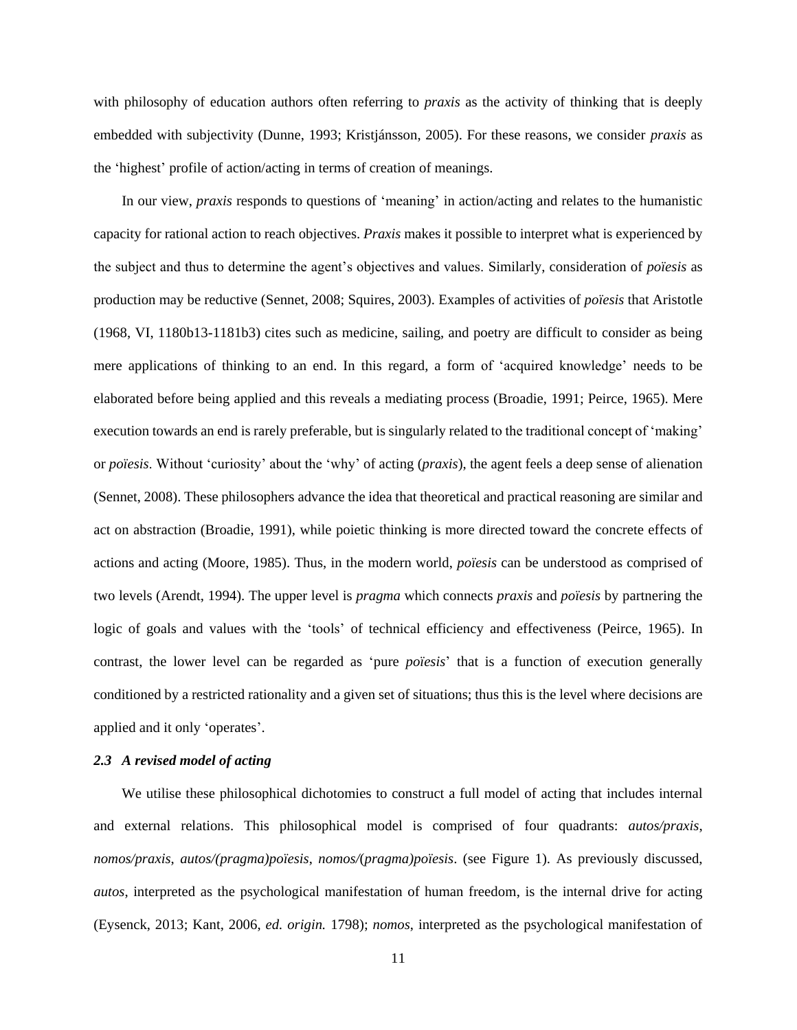with philosophy of education authors often referring to *praxis* as the activity of thinking that is deeply embedded with subjectivity (Dunne, 1993; Kristjánsson, 2005). For these reasons, we consider *praxis* as the 'highest' profile of action/acting in terms of creation of meanings.

In our view, *praxis* responds to questions of 'meaning' in action/acting and relates to the humanistic capacity for rational action to reach objectives. *Praxis* makes it possible to interpret what is experienced by the subject and thus to determine the agent's objectives and values. Similarly, consideration of *poïesis* as production may be reductive (Sennet, 2008; Squires, 2003). Examples of activities of *poïesis* that Aristotle (1968, VI, 1180b13-1181b3) cites such as medicine, sailing, and poetry are difficult to consider as being mere applications of thinking to an end. In this regard, a form of 'acquired knowledge' needs to be elaborated before being applied and this reveals a mediating process (Broadie, 1991; Peirce, 1965). Mere execution towards an end is rarely preferable, but is singularly related to the traditional concept of 'making' or *poïesis*. Without 'curiosity' about the 'why' of acting (*praxis*), the agent feels a deep sense of alienation (Sennet, 2008). These philosophers advance the idea that theoretical and practical reasoning are similar and act on abstraction (Broadie, 1991), while poietic thinking is more directed toward the concrete effects of actions and acting (Moore, 1985). Thus, in the modern world, *poïesis* can be understood as comprised of two levels (Arendt, 1994). The upper level is *pragma* which connects *praxis* and *poïesis* by partnering the logic of goals and values with the 'tools' of technical efficiency and effectiveness (Peirce, 1965). In contrast, the lower level can be regarded as 'pure *poïesis*' that is a function of execution generally conditioned by a restricted rationality and a given set of situations; thus this is the level where decisions are applied and it only 'operates'.

### *2.3 A revised model of acting*

We utilise these philosophical dichotomies to construct a full model of acting that includes internal and external relations. This philosophical model is comprised of four quadrants: *autos/praxis*, *nomos/praxis*, *autos/(pragma)poïesis*, *nomos/*(*pragma)poïesis*. (see Figure 1). As previously discussed, *autos*, interpreted as the psychological manifestation of human freedom, is the internal drive for acting (Eysenck, 2013; Kant, 2006, *ed. origin.* 1798); *nomos*, interpreted as the psychological manifestation of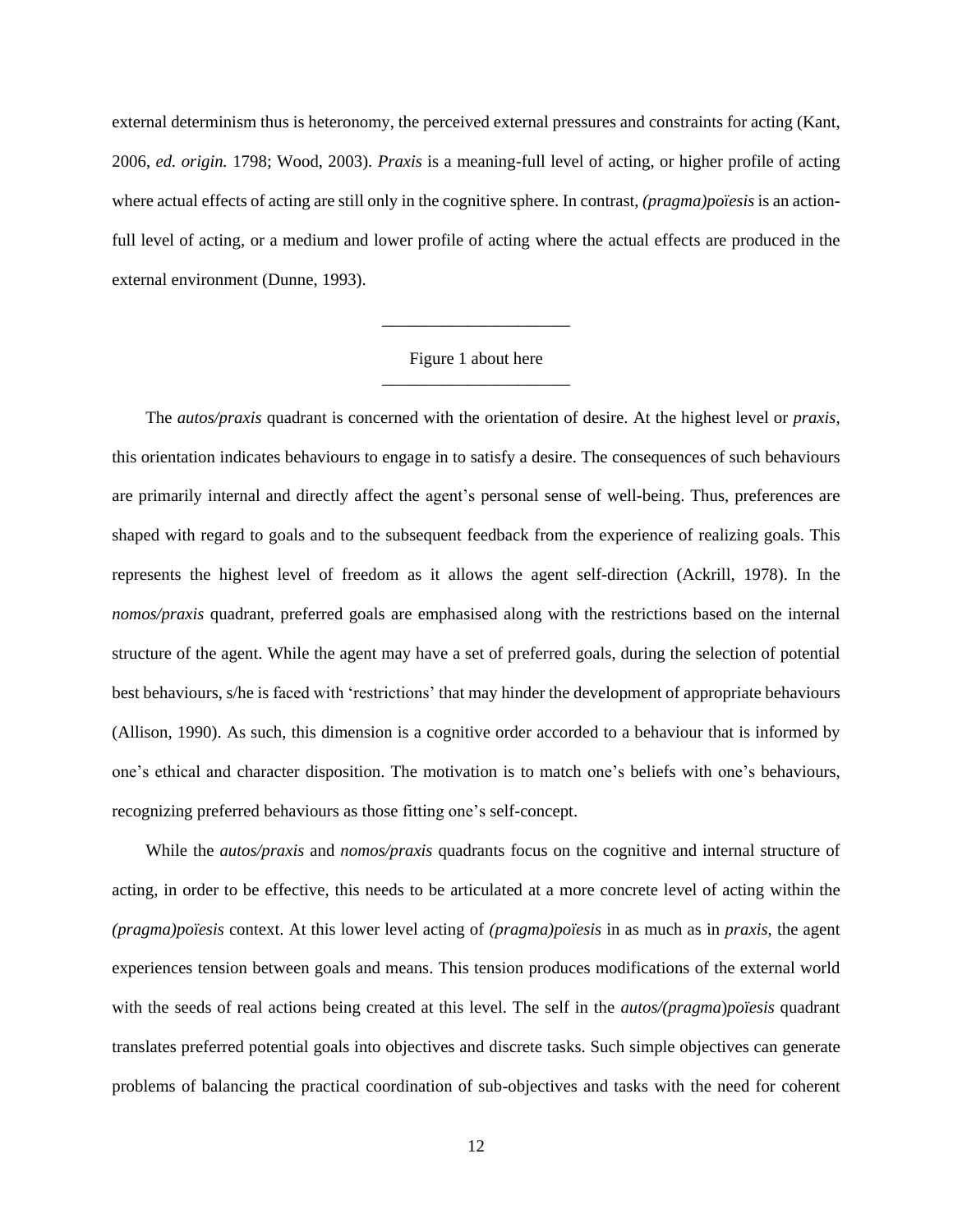external determinism thus is heteronomy, the perceived external pressures and constraints for acting (Kant, 2006, *ed. origin.* 1798; Wood, 2003). *Praxis* is a meaning-full level of acting, or higher profile of acting where actual effects of acting are still only in the cognitive sphere. In contrast, *(pragma)poïesis* is an action-full level of acting, or a medium and lower profile of acting where the actual effects are produced in the external environment (Dunne, 1993).

Figure 1 about here

The *autos/praxis* quadrant is concerned with the orientation of desire. At the highest level or *praxis*, this orientation indicates behaviours to engage in to satisfy a desire. The consequences of such behaviours are primarily internal and directly affect the agent's personal sense of well-being. Thus, preferences are shaped with regard to goals and to the subsequent feedback from the experience of realizing goals. This represents the highest level of freedom as it allows the agent self-direction (Ackrill, 1978). In the *nomos/praxis* quadrant, preferred goals are emphasised along with the restrictions based on the internal structure of the agent. While the agent may have a set of preferred goals, during the selection of potential best behaviours, s/he is faced with 'restrictions' that may hinder the development of appropriate behaviours (Allison, 1990). As such, this dimension is a cognitive order accorded to a behaviour that is informed by one's ethical and character disposition. The motivation is to match one's beliefs with one's behaviours, recognizing preferred behaviours as those fitting one's self-concept.

While the *autos/praxis* and *nomos/praxis* quadrants focus on the cognitive and internal structure of acting, in order to be effective, this needs to be articulated at a more concrete level of acting within the *(pragma)poïesis* context. At this lower level acting of *(pragma)poïesis* in as much as in *praxis*, the agent experiences tension between goals and means. This tension produces modifications of the external world with the seeds of real actions being created at this level. The self in the *autos/(pragma)poïesis* quadrant translates preferred potential goals into objectives and discrete tasks. Such simple objectives can generate problems of balancing the practical coordination of sub-objectives and tasks with the need for coherent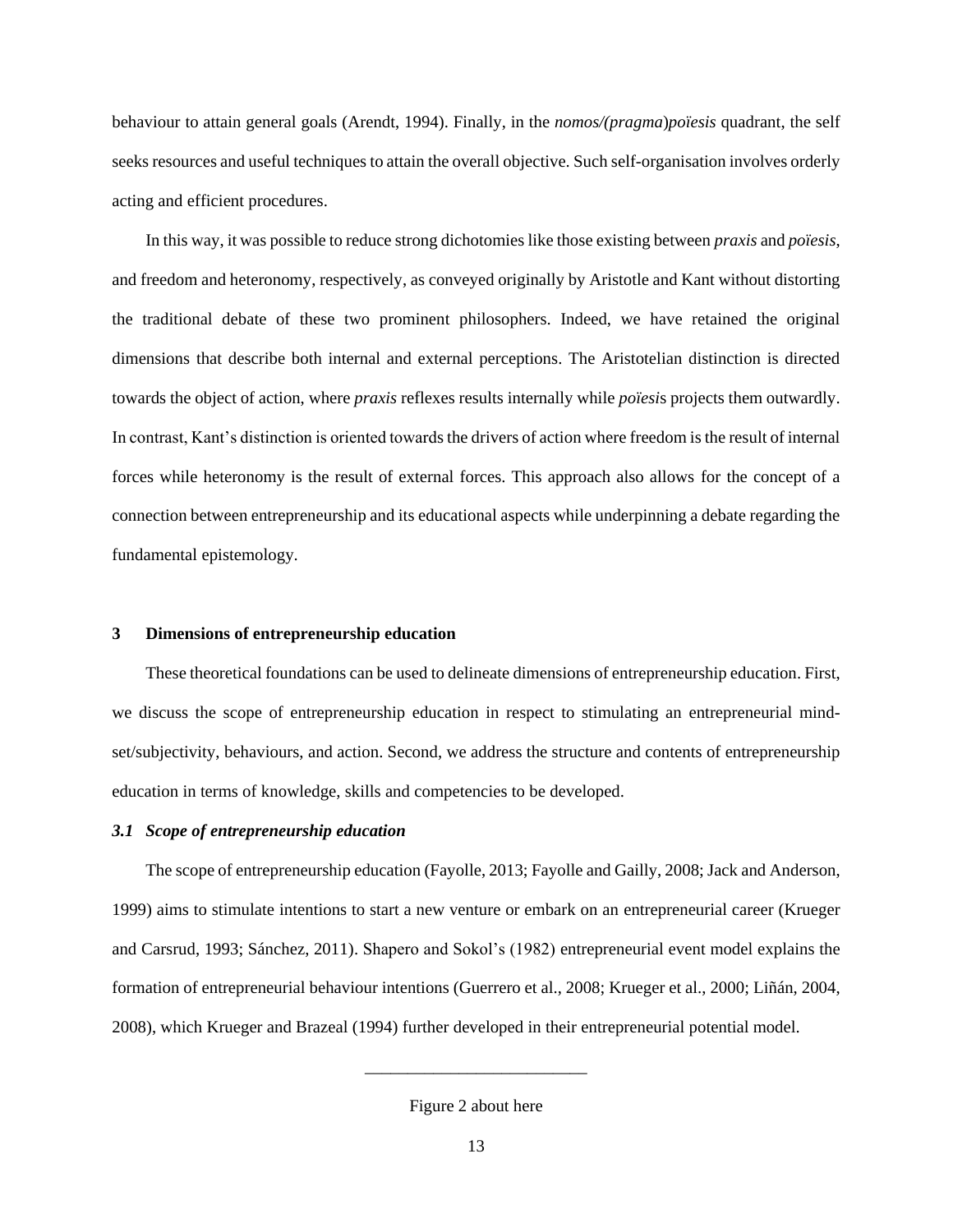behaviour to attain general goals (Arendt, 1994). Finally, in the *nomos/(pragma)poïesis* quadrant, the self seeks resources and useful techniques to attain the overall objective. Such self-organisation involves orderly acting and efficient procedures.

In this way, it was possible to reduce strong dichotomies like those existing between *praxis* and *poïesis*, and freedom and heteronomy, respectively, as conveyed originally by Aristotle and Kant without distorting the traditional debate of these two prominent philosophers. Indeed, we have retained the original dimensions that describe both internal and external perceptions. The Aristotelian distinction is directed towards the object of action, where *praxis* reflexes results internally while *poïesis* projects them outwardly. In contrast, Kant's distinction is oriented towards the drivers of action where freedom is the result of internal forces while heteronomy is the result of external forces. This approach also allows for the concept of a connection between entrepreneurship and its educational aspects while underpinning a debate regarding the fundamental epistemology.

## 3 Dimensions of entrepreneurship education

These theoretical foundations can be used to delineate dimensions of entrepreneurship education. First, we discuss the scope of entrepreneurship education in respect to stimulating an entrepreneurial mind-set/subjectivity, behaviours, and action. Second, we address the structure and contents of entrepreneurship education in terms of knowledge, skills and competencies to be developed.

### *3.1 Scope of entrepreneurship education*

The scope of entrepreneurship education (Fayolle, 2013; Fayolle and Gailly, 2008; Jack and Anderson, 1999) aims to stimulate intentions to start a new venture or embark on an entrepreneurial career (Krueger and Carsrud, 1993; Sánchez, 2011). Shapero and Sokol's (1982) entrepreneurial event model explains the formation of entrepreneurial behaviour intentions (Guerrero et al., 2008; Krueger et al., 2000; Liñán, 2004, 2008), which Krueger and Brazeal (1994) further developed in their entrepreneurial potential model.

Figure 2 about here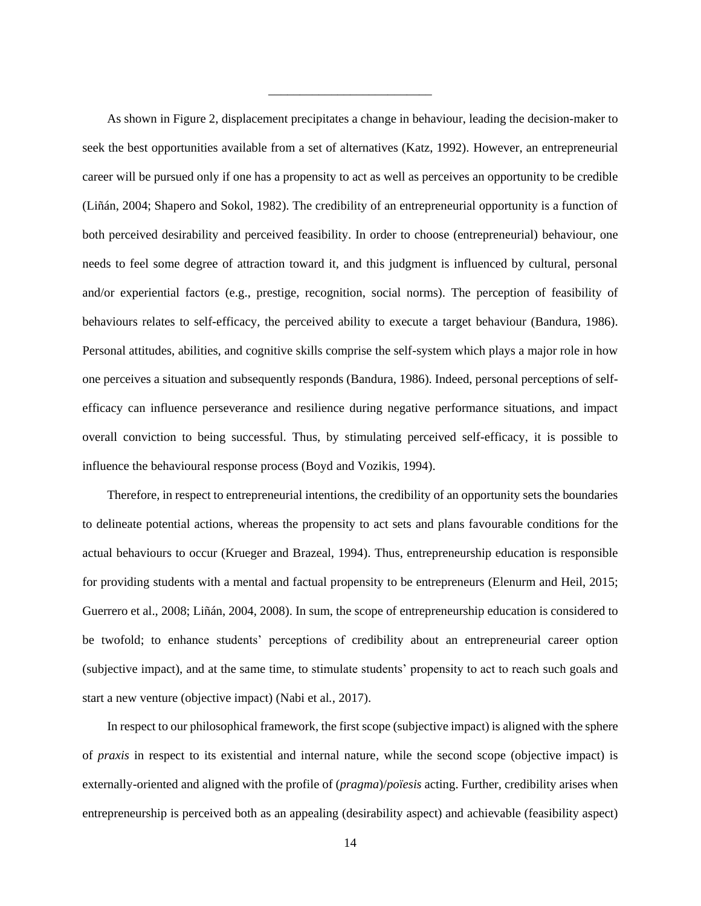---

As shown in Figure 2, displacement precipitates a change in behaviour, leading the decision-maker to seek the best opportunities available from a set of alternatives (Katz, 1992). However, an entrepreneurial career will be pursued only if one has a propensity to act as well as perceives an opportunity to be credible (Liñán, 2004; Shapero and Sokol, 1982). The credibility of an entrepreneurial opportunity is a function of both perceived desirability and perceived feasibility. In order to choose (entrepreneurial) behaviour, one needs to feel some degree of attraction toward it, and this judgment is influenced by cultural, personal and/or experiential factors (e.g., prestige, recognition, social norms). The perception of feasibility of behaviours relates to self-efficacy, the perceived ability to execute a target behaviour (Bandura, 1986). Personal attitudes, abilities, and cognitive skills comprise the self-system which plays a major role in how one perceives a situation and subsequently responds (Bandura, 1986). Indeed, personal perceptions of self-efficacy can influence perseverance and resilience during negative performance situations, and impact overall conviction to being successful. Thus, by stimulating perceived self-efficacy, it is possible to influence the behavioural response process (Boyd and Vozikis, 1994).

Therefore, in respect to entrepreneurial intentions, the credibility of an opportunity sets the boundaries to delineate potential actions, whereas the propensity to act sets and plans favourable conditions for the actual behaviours to occur (Krueger and Brazeal, 1994). Thus, entrepreneurship education is responsible for providing students with a mental and factual propensity to be entrepreneurs (Elenurm and Heil, 2015; Guerrero et al., 2008; Liñán, 2004, 2008). In sum, the scope of entrepreneurship education is considered to be twofold; to enhance students' perceptions of credibility about an entrepreneurial career option (subjective impact), and at the same time, to stimulate students' propensity to act to reach such goals and start a new venture (objective impact) (Nabi et al*.*, 2017).

In respect to our philosophical framework, the first scope (subjective impact) is aligned with the sphere of *praxis* in respect to its existential and internal nature, while the second scope (objective impact) is externally-oriented and aligned with the profile of (*pragma*)/*poïesis* acting. Further, credibility arises when entrepreneurship is perceived both as an appealing (desirability aspect) and achievable (feasibility aspect)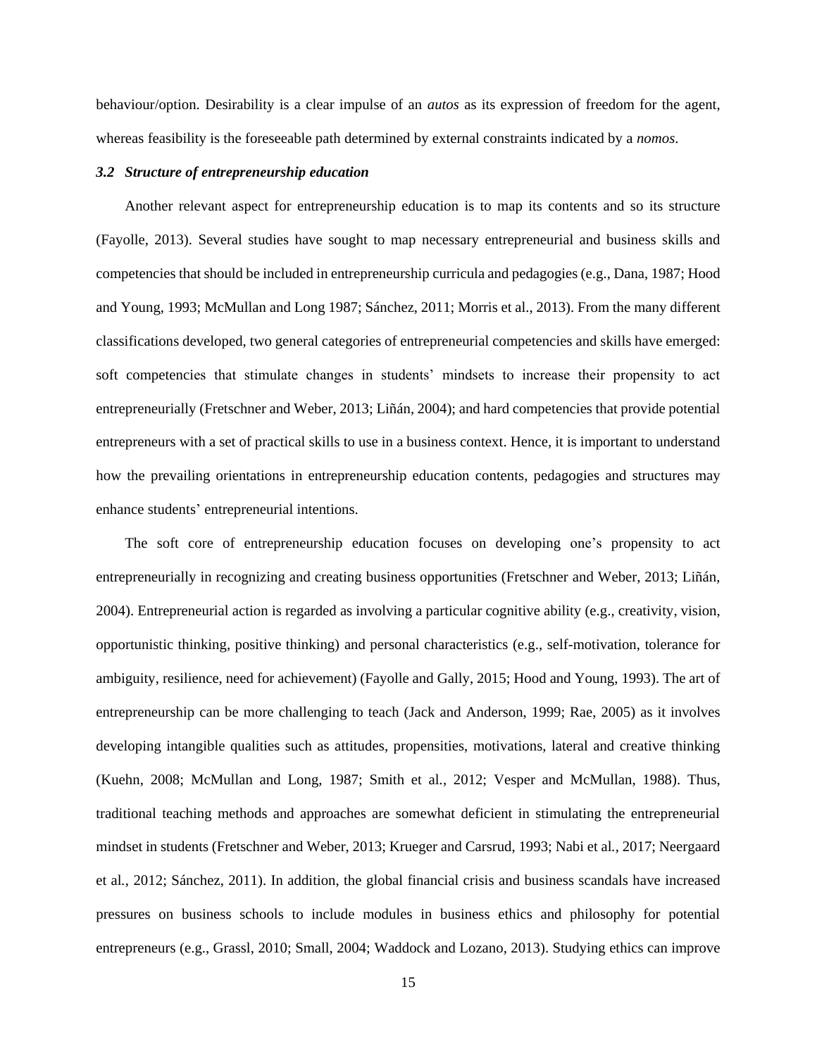behaviour/option. Desirability is a clear impulse of an *autos* as its expression of freedom for the agent, whereas feasibility is the foreseeable path determined by external constraints indicated by a *nomos*.

### *3.2 Structure of entrepreneurship education*

Another relevant aspect for entrepreneurship education is to map its contents and so its structure (Fayolle, 2013). Several studies have sought to map necessary entrepreneurial and business skills and competencies that should be included in entrepreneurship curricula and pedagogies (e.g., Dana, 1987; Hood and Young, 1993; McMullan and Long 1987; Sánchez, 2011; Morris et al., 2013). From the many different classifications developed, two general categories of entrepreneurial competencies and skills have emerged: soft competencies that stimulate changes in students' mindsets to increase their propensity to act entrepreneurially (Fretschner and Weber, 2013; Liñán, 2004); and hard competencies that provide potential entrepreneurs with a set of practical skills to use in a business context. Hence, it is important to understand how the prevailing orientations in entrepreneurship education contents, pedagogies and structures may enhance students' entrepreneurial intentions.

The soft core of entrepreneurship education focuses on developing one's propensity to act entrepreneurially in recognizing and creating business opportunities (Fretschner and Weber, 2013; Liñán, 2004). Entrepreneurial action is regarded as involving a particular cognitive ability (e.g., creativity, vision, opportunistic thinking, positive thinking) and personal characteristics (e.g., self-motivation, tolerance for ambiguity, resilience, need for achievement) (Fayolle and Gally, 2015; Hood and Young, 1993). The art of entrepreneurship can be more challenging to teach (Jack and Anderson, 1999; Rae, 2005) as it involves developing intangible qualities such as attitudes, propensities, motivations, lateral and creative thinking (Kuehn, 2008; McMullan and Long, 1987; Smith et al., 2012; Vesper and McMullan, 1988). Thus, traditional teaching methods and approaches are somewhat deficient in stimulating the entrepreneurial mindset in students (Fretschner and Weber, 2013; Krueger and Carsrud, 1993; Nabi et al., 2017; Neergaard et al., 2012; Sánchez, 2011). In addition, the global financial crisis and business scandals have increased pressures on business schools to include modules in business ethics and philosophy for potential entrepreneurs (e.g., Grassl, 2010; Small, 2004; Waddock and Lozano, 2013). Studying ethics can improve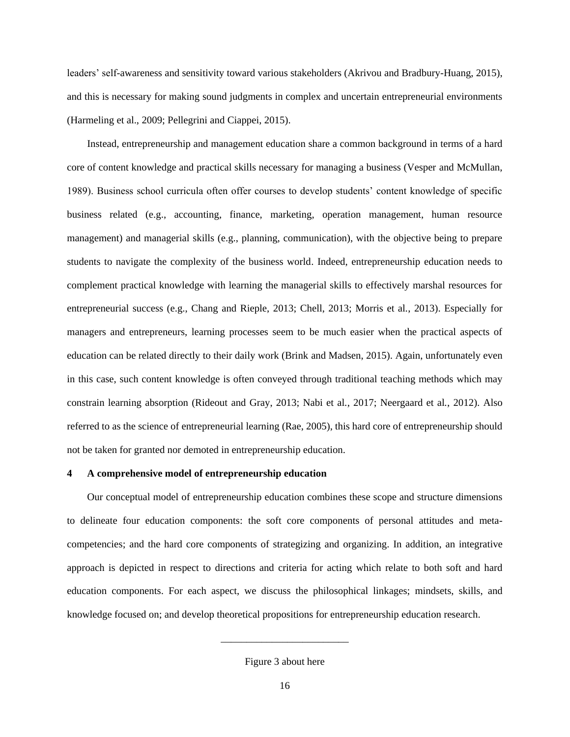leaders' self-awareness and sensitivity toward various stakeholders (Akrivou and Bradbury-Huang, 2015), and this is necessary for making sound judgments in complex and uncertain entrepreneurial environments (Harmeling et al., 2009; Pellegrini and Ciappei, 2015).

Instead, entrepreneurship and management education share a common background in terms of a hard core of content knowledge and practical skills necessary for managing a business (Vesper and McMullan, 1989). Business school curricula often offer courses to develop students' content knowledge of specific business related (e.g., accounting, finance, marketing, operation management, human resource management) and managerial skills (e.g., planning, communication), with the objective being to prepare students to navigate the complexity of the business world. Indeed, entrepreneurship education needs to complement practical knowledge with learning the managerial skills to effectively marshal resources for entrepreneurial success (e.g., Chang and Rieple, 2013; Chell, 2013; Morris et al., 2013). Especially for managers and entrepreneurs, learning processes seem to be much easier when the practical aspects of education can be related directly to their daily work (Brink and Madsen, 2015). Again, unfortunately even in this case, such content knowledge is often conveyed through traditional teaching methods which may constrain learning absorption (Rideout and Gray, 2013; Nabi et al., 2017; Neergaard et al., 2012). Also referred to as the science of entrepreneurial learning (Rae, 2005), this hard core of entrepreneurship should not be taken for granted nor demoted in entrepreneurship education.

## 4 A comprehensive model of entrepreneurship education

Our conceptual model of entrepreneurship education combines these scope and structure dimensions to delineate four education components: the soft core components of personal attitudes and meta-competencies; and the hard core components of strategizing and organizing. In addition, an integrative approach is depicted in respect to directions and criteria for acting which relate to both soft and hard education components. For each aspect, we discuss the philosophical linkages; mindsets, skills, and knowledge focused on; and develop theoretical propositions for entrepreneurship education research.

Figure 3 about here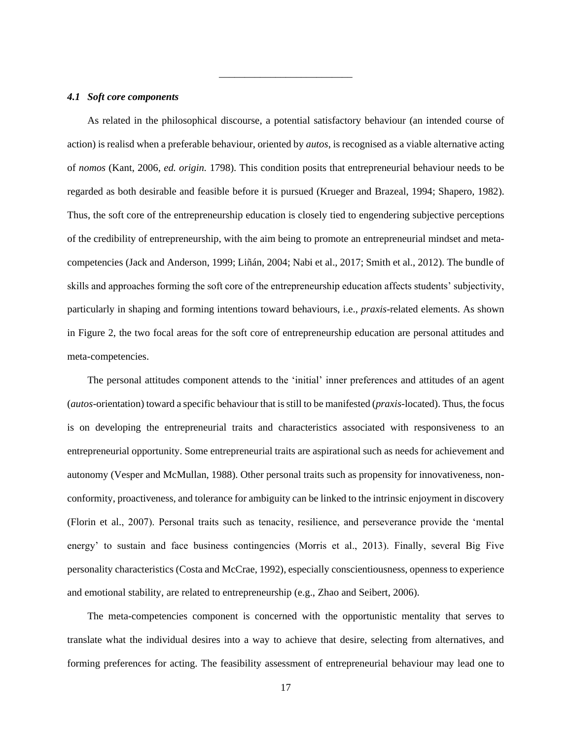---

### *4.1 Soft core components*

As related in the philosophical discourse, a potential satisfactory behaviour (an intended course of action) is realisd when a preferable behaviour, oriented by *autos*, is recognised as a viable alternative acting of *nomos* (Kant, 2006, *ed. origin.* 1798). This condition posits that entrepreneurial behaviour needs to be regarded as both desirable and feasible before it is pursued (Krueger and Brazeal, 1994; Shapero, 1982). Thus, the soft core of the entrepreneurship education is closely tied to engendering subjective perceptions of the credibility of entrepreneurship, with the aim being to promote an entrepreneurial mindset and meta-competencies (Jack and Anderson, 1999; Liñán, 2004; Nabi et al., 2017; Smith et al., 2012). The bundle of skills and approaches forming the soft core of the entrepreneurship education affects students' subjectivity, particularly in shaping and forming intentions toward behaviours, i.e., *praxis*-related elements. As shown in Figure 2, the two focal areas for the soft core of entrepreneurship education are personal attitudes and meta-competencies.

The personal attitudes component attends to the 'initial' inner preferences and attitudes of an agent (*autos*-orientation) toward a specific behaviour that is still to be manifested (*praxis*-located). Thus, the focus is on developing the entrepreneurial traits and characteristics associated with responsiveness to an entrepreneurial opportunity. Some entrepreneurial traits are aspirational such as needs for achievement and autonomy (Vesper and McMullan, 1988). Other personal traits such as propensity for innovativeness, non-conformity, proactiveness, and tolerance for ambiguity can be linked to the intrinsic enjoyment in discovery (Florin et al., 2007). Personal traits such as tenacity, resilience, and perseverance provide the 'mental energy' to sustain and face business contingencies (Morris et al., 2013). Finally, several Big Five personality characteristics (Costa and McCrae, 1992), especially conscientiousness, openness to experience and emotional stability, are related to entrepreneurship (e.g., Zhao and Seibert, 2006).

The meta-competencies component is concerned with the opportunistic mentality that serves to translate what the individual desires into a way to achieve that desire, selecting from alternatives, and forming preferences for acting. The feasibility assessment of entrepreneurial behaviour may lead one to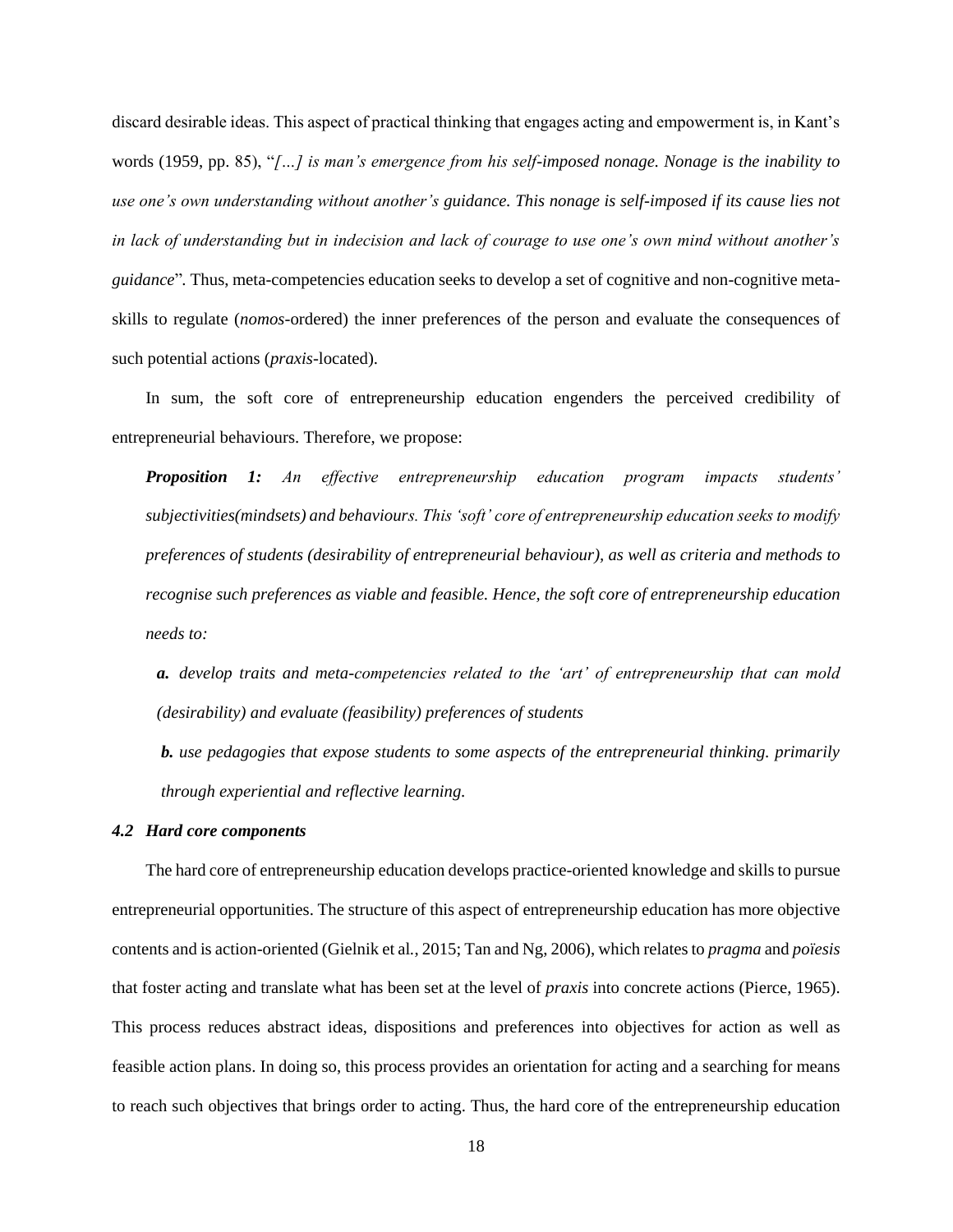discard desirable ideas. This aspect of practical thinking that engages acting and empowerment is, in Kant's words (1959, pp. 85), "*[…] is man's emergence from his self-imposed nonage. Nonage is the inability to use one's own understanding without another's guidance. This nonage is self-imposed if its cause lies not in lack of understanding but in indecision and lack of courage to use one's own mind without another's guidance*". Thus, meta-competencies education seeks to develop a set of cognitive and non-cognitive meta-skills to regulate (*nomos*-ordered) the inner preferences of the person and evaluate the consequences of such potential actions (*praxis*-located).

In sum, the soft core of entrepreneurship education engenders the perceived credibility of entrepreneurial behaviours. Therefore, we propose:

***Proposition 1:*** *An effective entrepreneurship education program impacts students' subjectivities(mindsets) and behaviours. This 'soft' core of entrepreneurship education seeks to modify preferences of students (desirability of entrepreneurial behaviour), as well as criteria and methods to recognise such preferences as viable and feasible. Hence, the soft core of entrepreneurship education needs to:*

***a.*** *develop traits and meta-competencies related to the 'art' of entrepreneurship that can mold (desirability) and evaluate (feasibility) preferences of students*

***b.*** *use pedagogies that expose students to some aspects of the entrepreneurial thinking. primarily through experiential and reflective learning.*

### *4.2 Hard core components*

The hard core of entrepreneurship education develops practice-oriented knowledge and skills to pursue entrepreneurial opportunities. The structure of this aspect of entrepreneurship education has more objective contents and is action-oriented (Gielnik et al*.*, 2015; Tan and Ng, 2006), which relates to *pragma* and *poïesis* that foster acting and translate what has been set at the level of *praxis* into concrete actions (Pierce, 1965). This process reduces abstract ideas, dispositions and preferences into objectives for action as well as feasible action plans. In doing so, this process provides an orientation for acting and a searching for means to reach such objectives that brings order to acting. Thus, the hard core of the entrepreneurship education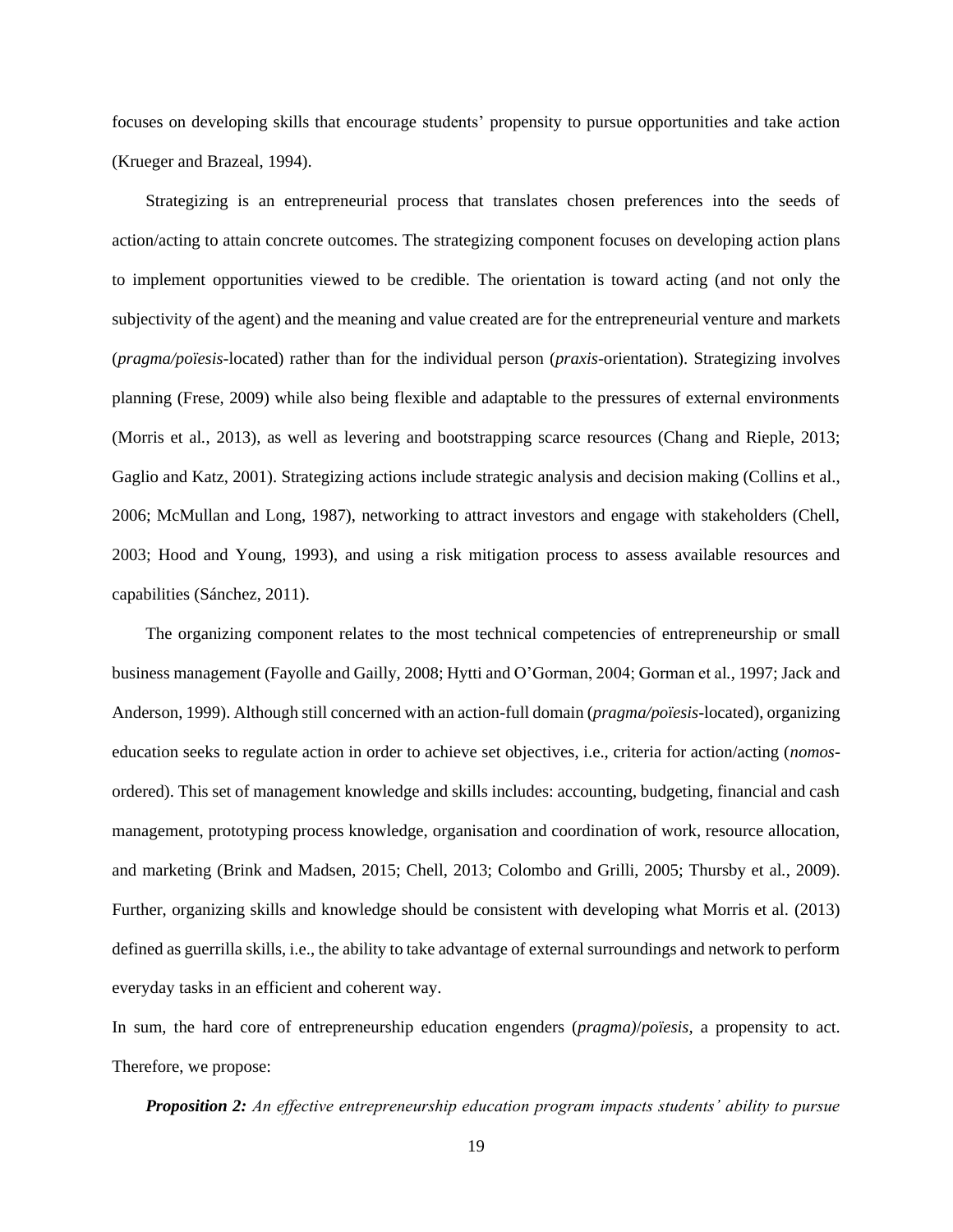focuses on developing skills that encourage students' propensity to pursue opportunities and take action (Krueger and Brazeal, 1994).

Strategizing is an entrepreneurial process that translates chosen preferences into the seeds of action/acting to attain concrete outcomes. The strategizing component focuses on developing action plans to implement opportunities viewed to be credible. The orientation is toward acting (and not only the subjectivity of the agent) and the meaning and value created are for the entrepreneurial venture and markets (*pragma/poïesis*-located) rather than for the individual person (*praxis*-orientation). Strategizing involves planning (Frese, 2009) while also being flexible and adaptable to the pressures of external environments (Morris et al., 2013), as well as levering and bootstrapping scarce resources (Chang and Rieple, 2013; Gaglio and Katz, 2001). Strategizing actions include strategic analysis and decision making (Collins et al., 2006; McMullan and Long, 1987), networking to attract investors and engage with stakeholders (Chell, 2003; Hood and Young, 1993), and using a risk mitigation process to assess available resources and capabilities (Sánchez, 2011).

The organizing component relates to the most technical competencies of entrepreneurship or small business management (Fayolle and Gailly, 2008; Hytti and O'Gorman, 2004; Gorman et al., 1997; Jack and Anderson, 1999). Although still concerned with an action-full domain (*pragma/poïesis*-located), organizing education seeks to regulate action in order to achieve set objectives, i.e., criteria for action/acting (*nomos*-ordered). This set of management knowledge and skills includes: accounting, budgeting, financial and cash management, prototyping process knowledge, organisation and coordination of work, resource allocation, and marketing (Brink and Madsen, 2015; Chell, 2013; Colombo and Grilli, 2005; Thursby et al., 2009). Further, organizing skills and knowledge should be consistent with developing what Morris et al. (2013) defined as guerrilla skills, i.e., the ability to take advantage of external surroundings and network to perform everyday tasks in an efficient and coherent way.

In sum, the hard core of entrepreneurship education engenders (*pragma*)/*poïesis*, a propensity to act. Therefore, we propose:

***Proposition 2:*** *An effective entrepreneurship education program impacts students' ability to pursue*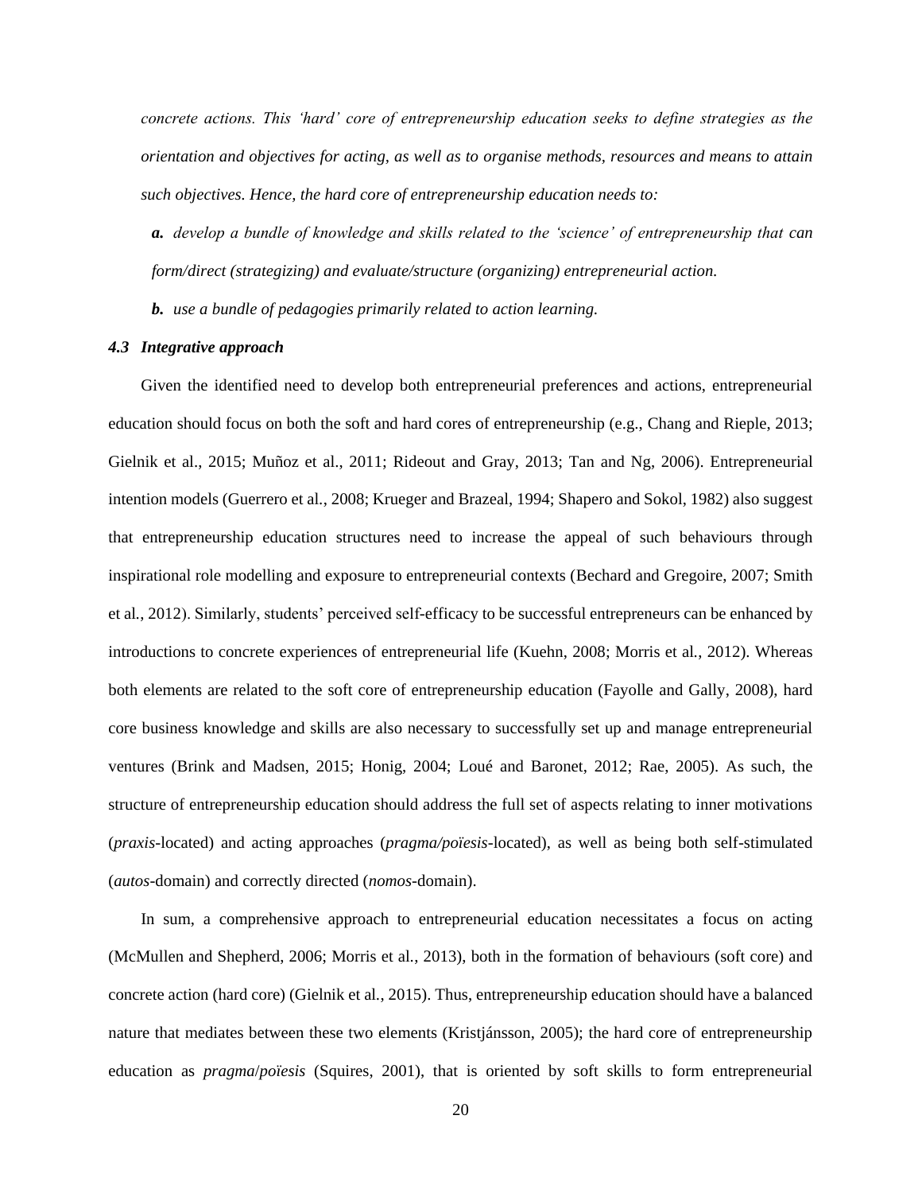*concrete actions. This 'hard' core of entrepreneurship education seeks to define strategies as the orientation and objectives for acting, as well as to organise methods, resources and means to attain such objectives. Hence, the hard core of entrepreneurship education needs to:*

***a.*** *develop a bundle of knowledge and skills related to the 'science' of entrepreneurship that can form/direct (strategizing) and evaluate/structure (organizing) entrepreneurial action.*

***b.*** *use a bundle of pedagogies primarily related to action learning.*

### *4.3 Integrative approach*

Given the identified need to develop both entrepreneurial preferences and actions, entrepreneurial education should focus on both the soft and hard cores of entrepreneurship (e.g., Chang and Rieple, 2013; Gielnik et al., 2015; Muñoz et al., 2011; Rideout and Gray, 2013; Tan and Ng, 2006). Entrepreneurial intention models (Guerrero et al., 2008; Krueger and Brazeal, 1994; Shapero and Sokol, 1982) also suggest that entrepreneurship education structures need to increase the appeal of such behaviours through inspirational role modelling and exposure to entrepreneurial contexts (Bechard and Gregoire, 2007; Smith et al., 2012). Similarly, students' perceived self-efficacy to be successful entrepreneurs can be enhanced by introductions to concrete experiences of entrepreneurial life (Kuehn, 2008; Morris et al., 2012). Whereas both elements are related to the soft core of entrepreneurship education (Fayolle and Gally, 2008), hard core business knowledge and skills are also necessary to successfully set up and manage entrepreneurial ventures (Brink and Madsen, 2015; Honig, 2004; Loué and Baronet, 2012; Rae, 2005). As such, the structure of entrepreneurship education should address the full set of aspects relating to inner motivations (*praxis*-located) and acting approaches (*pragma/poïesis*-located), as well as being both self-stimulated (*autos*-domain) and correctly directed (*nomos*-domain).

In sum, a comprehensive approach to entrepreneurial education necessitates a focus on acting (McMullen and Shepherd, 2006; Morris et al., 2013), both in the formation of behaviours (soft core) and concrete action (hard core) (Gielnik et al., 2015). Thus, entrepreneurship education should have a balanced nature that mediates between these two elements (Kristjánsson, 2005); the hard core of entrepreneurship education as *pragma*/*poïesis* (Squires, 2001), that is oriented by soft skills to form entrepreneurial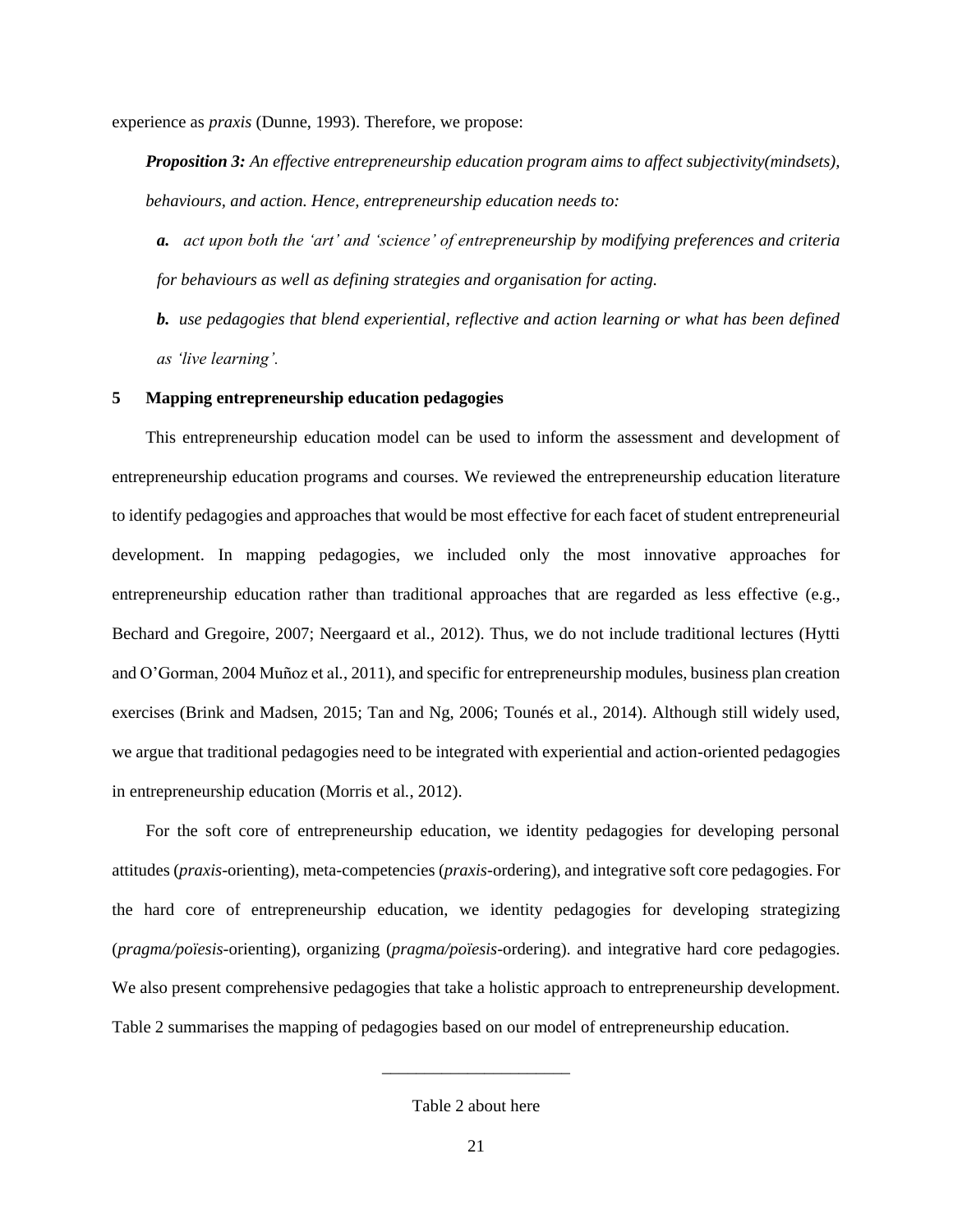experience as *praxis* (Dunne, 1993). Therefore, we propose:

> ***Proposition 3:*** *An effective entrepreneurship education program aims to affect subjectivity(mindsets), behaviours, and action. Hence, entrepreneurship education needs to:*
>
> ***a.*** *act upon both the 'art' and 'science' of entrepreneurship by modifying preferences and criteria for behaviours as well as defining strategies and organisation for acting.*
>
> ***b.*** *use pedagogies that blend experiential, reflective and action learning or what has been defined as 'live learning'.*

## 5 Mapping entrepreneurship education pedagogies

This entrepreneurship education model can be used to inform the assessment and development of entrepreneurship education programs and courses. We reviewed the entrepreneurship education literature to identify pedagogies and approaches that would be most effective for each facet of student entrepreneurial development. In mapping pedagogies, we included only the most innovative approaches for entrepreneurship education rather than traditional approaches that are regarded as less effective (e.g., Bechard and Gregoire, 2007; Neergaard et al., 2012). Thus, we do not include traditional lectures (Hytti and O'Gorman, 2004 Muñoz et al., 2011), and specific for entrepreneurship modules, business plan creation exercises (Brink and Madsen, 2015; Tan and Ng, 2006; Tounés et al., 2014). Although still widely used, we argue that traditional pedagogies need to be integrated with experiential and action-oriented pedagogies in entrepreneurship education (Morris et al., 2012).

For the soft core of entrepreneurship education, we identity pedagogies for developing personal attitudes (*praxis*-orienting), meta-competencies (*praxis*-ordering), and integrative soft core pedagogies. For the hard core of entrepreneurship education, we identity pedagogies for developing strategizing (*pragma/poïesis*-orienting), organizing (*pragma/poïesis*-ordering). and integrative hard core pedagogies. We also present comprehensive pedagogies that take a holistic approach to entrepreneurship development. Table 2 summarises the mapping of pedagogies based on our model of entrepreneurship education.

______________________

Table 2 about here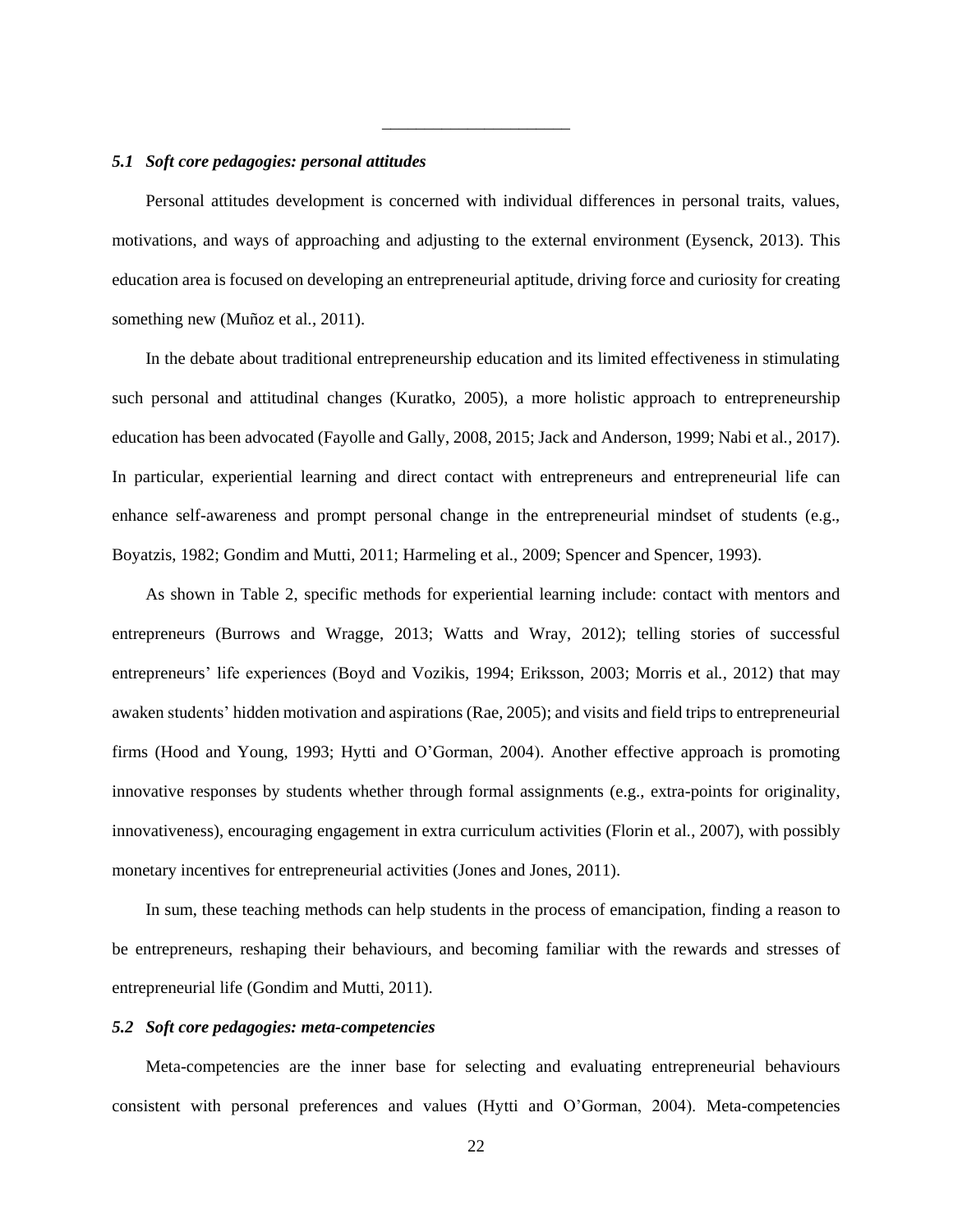### *5.1 Soft core pedagogies: personal attitudes*

Personal attitudes development is concerned with individual differences in personal traits, values, motivations, and ways of approaching and adjusting to the external environment (Eysenck, 2013). This education area is focused on developing an entrepreneurial aptitude, driving force and curiosity for creating something new (Muñoz et al., 2011).

In the debate about traditional entrepreneurship education and its limited effectiveness in stimulating such personal and attitudinal changes (Kuratko, 2005), a more holistic approach to entrepreneurship education has been advocated (Fayolle and Gally, 2008, 2015; Jack and Anderson, 1999; Nabi et al., 2017). In particular, experiential learning and direct contact with entrepreneurs and entrepreneurial life can enhance self-awareness and prompt personal change in the entrepreneurial mindset of students (e.g., Boyatzis, 1982; Gondim and Mutti, 2011; Harmeling et al., 2009; Spencer and Spencer, 1993).

As shown in Table 2, specific methods for experiential learning include: contact with mentors and entrepreneurs (Burrows and Wragge, 2013; Watts and Wray, 2012); telling stories of successful entrepreneurs' life experiences (Boyd and Vozikis, 1994; Eriksson, 2003; Morris et al., 2012) that may awaken students' hidden motivation and aspirations (Rae, 2005); and visits and field trips to entrepreneurial firms (Hood and Young, 1993; Hytti and O'Gorman, 2004). Another effective approach is promoting innovative responses by students whether through formal assignments (e.g., extra-points for originality, innovativeness), encouraging engagement in extra curriculum activities (Florin et al., 2007), with possibly monetary incentives for entrepreneurial activities (Jones and Jones, 2011).

In sum, these teaching methods can help students in the process of emancipation, finding a reason to be entrepreneurs, reshaping their behaviours, and becoming familiar with the rewards and stresses of entrepreneurial life (Gondim and Mutti, 2011).

### *5.2 Soft core pedagogies: meta-competencies*

Meta-competencies are the inner base for selecting and evaluating entrepreneurial behaviours consistent with personal preferences and values (Hytti and O'Gorman, 2004). Meta-competencies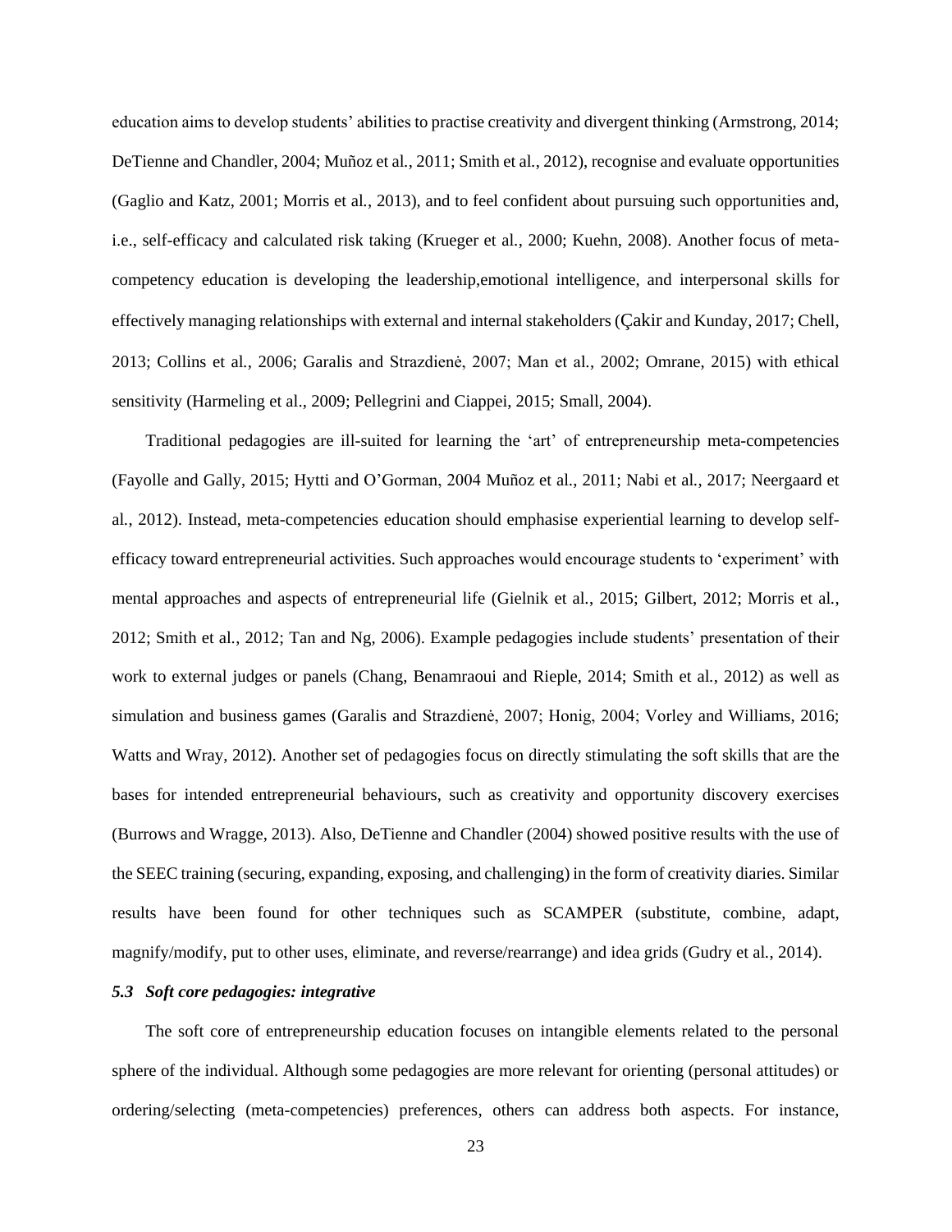education aims to develop students' abilities to practise creativity and divergent thinking (Armstrong, 2014; DeTienne and Chandler, 2004; Muñoz et al., 2011; Smith et al., 2012), recognise and evaluate opportunities (Gaglio and Katz, 2001; Morris et al., 2013), and to feel confident about pursuing such opportunities and, i.e., self-efficacy and calculated risk taking (Krueger et al., 2000; Kuehn, 2008). Another focus of meta-competency education is developing the leadership,emotional intelligence, and interpersonal skills for effectively managing relationships with external and internal stakeholders (Çakir and Kunday, 2017; Chell, 2013; Collins et al., 2006; Garalis and Strazdienė, 2007; Man et al., 2002; Omrane, 2015) with ethical sensitivity (Harmeling et al., 2009; Pellegrini and Ciappei, 2015; Small, 2004).

Traditional pedagogies are ill-suited for learning the 'art' of entrepreneurship meta-competencies (Fayolle and Gally, 2015; Hytti and O'Gorman, 2004 Muñoz et al., 2011; Nabi et al., 2017; Neergaard et al., 2012). Instead, meta-competencies education should emphasise experiential learning to develop self-efficacy toward entrepreneurial activities. Such approaches would encourage students to 'experiment' with mental approaches and aspects of entrepreneurial life (Gielnik et al., 2015; Gilbert, 2012; Morris et al., 2012; Smith et al., 2012; Tan and Ng, 2006). Example pedagogies include students' presentation of their work to external judges or panels (Chang, Benamraoui and Rieple, 2014; Smith et al., 2012) as well as simulation and business games (Garalis and Strazdienė, 2007; Honig, 2004; Vorley and Williams, 2016; Watts and Wray, 2012). Another set of pedagogies focus on directly stimulating the soft skills that are the bases for intended entrepreneurial behaviours, such as creativity and opportunity discovery exercises (Burrows and Wragge, 2013). Also, DeTienne and Chandler (2004) showed positive results with the use of the SEEC training (securing, expanding, exposing, and challenging) in the form of creativity diaries. Similar results have been found for other techniques such as SCAMPER (substitute, combine, adapt, magnify/modify, put to other uses, eliminate, and reverse/rearrange) and idea grids (Gudry et al., 2014).

### *5.3 Soft core pedagogies: integrative*

The soft core of entrepreneurship education focuses on intangible elements related to the personal sphere of the individual. Although some pedagogies are more relevant for orienting (personal attitudes) or ordering/selecting (meta-competencies) preferences, others can address both aspects. For instance,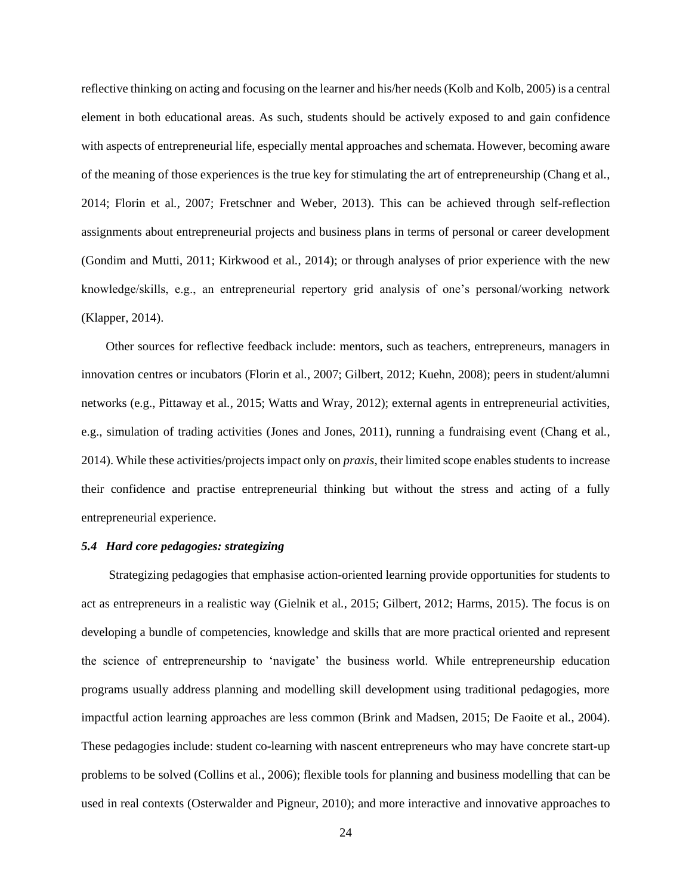reflective thinking on acting and focusing on the learner and his/her needs (Kolb and Kolb, 2005) is a central element in both educational areas. As such, students should be actively exposed to and gain confidence with aspects of entrepreneurial life, especially mental approaches and schemata. However, becoming aware of the meaning of those experiences is the true key for stimulating the art of entrepreneurship (Chang et al., 2014; Florin et al., 2007; Fretschner and Weber, 2013). This can be achieved through self-reflection assignments about entrepreneurial projects and business plans in terms of personal or career development (Gondim and Mutti, 2011; Kirkwood et al., 2014); or through analyses of prior experience with the new knowledge/skills, e.g., an entrepreneurial repertory grid analysis of one's personal/working network (Klapper, 2014).

Other sources for reflective feedback include: mentors, such as teachers, entrepreneurs, managers in innovation centres or incubators (Florin et al., 2007; Gilbert, 2012; Kuehn, 2008); peers in student/alumni networks (e.g., Pittaway et al., 2015; Watts and Wray, 2012); external agents in entrepreneurial activities, e.g., simulation of trading activities (Jones and Jones, 2011), running a fundraising event (Chang et al., 2014). While these activities/projects impact only on *praxis*, their limited scope enables students to increase their confidence and practise entrepreneurial thinking but without the stress and acting of a fully entrepreneurial experience.

### *5.4 Hard core pedagogies: strategizing*

Strategizing pedagogies that emphasise action-oriented learning provide opportunities for students to act as entrepreneurs in a realistic way (Gielnik et al., 2015; Gilbert, 2012; Harms, 2015). The focus is on developing a bundle of competencies, knowledge and skills that are more practical oriented and represent the science of entrepreneurship to 'navigate' the business world. While entrepreneurship education programs usually address planning and modelling skill development using traditional pedagogies, more impactful action learning approaches are less common (Brink and Madsen, 2015; De Faoite et al., 2004). These pedagogies include: student co-learning with nascent entrepreneurs who may have concrete start-up problems to be solved (Collins et al., 2006); flexible tools for planning and business modelling that can be used in real contexts (Osterwalder and Pigneur, 2010); and more interactive and innovative approaches to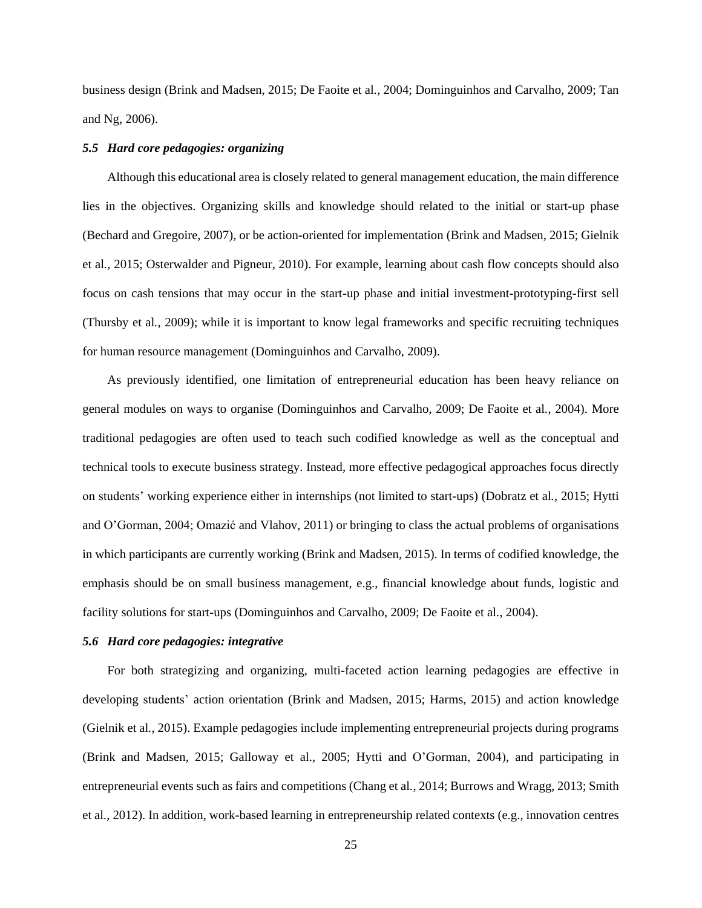business design (Brink and Madsen, 2015; De Faoite et al., 2004; Dominguinhos and Carvalho, 2009; Tan and Ng, 2006).

### *5.5 Hard core pedagogies: organizing*

Although this educational area is closely related to general management education, the main difference lies in the objectives. Organizing skills and knowledge should related to the initial or start-up phase (Bechard and Gregoire, 2007), or be action-oriented for implementation (Brink and Madsen, 2015; Gielnik et al., 2015; Osterwalder and Pigneur, 2010). For example, learning about cash flow concepts should also focus on cash tensions that may occur in the start-up phase and initial investment-prototyping-first sell (Thursby et al., 2009); while it is important to know legal frameworks and specific recruiting techniques for human resource management (Dominguinhos and Carvalho, 2009).

As previously identified, one limitation of entrepreneurial education has been heavy reliance on general modules on ways to organise (Dominguinhos and Carvalho, 2009; De Faoite et al., 2004). More traditional pedagogies are often used to teach such codified knowledge as well as the conceptual and technical tools to execute business strategy. Instead, more effective pedagogical approaches focus directly on students' working experience either in internships (not limited to start-ups) (Dobratz et al., 2015; Hytti and O'Gorman, 2004; Omazić and Vlahov, 2011) or bringing to class the actual problems of organisations in which participants are currently working (Brink and Madsen, 2015). In terms of codified knowledge, the emphasis should be on small business management, e.g., financial knowledge about funds, logistic and facility solutions for start-ups (Dominguinhos and Carvalho, 2009; De Faoite et al., 2004).

### *5.6 Hard core pedagogies: integrative*

For both strategizing and organizing, multi-faceted action learning pedagogies are effective in developing students' action orientation (Brink and Madsen, 2015; Harms, 2015) and action knowledge (Gielnik et al., 2015). Example pedagogies include implementing entrepreneurial projects during programs (Brink and Madsen, 2015; Galloway et al., 2005; Hytti and O'Gorman, 2004), and participating in entrepreneurial events such as fairs and competitions (Chang et al., 2014; Burrows and Wragg, 2013; Smith et al., 2012). In addition, work-based learning in entrepreneurship related contexts (e.g., innovation centres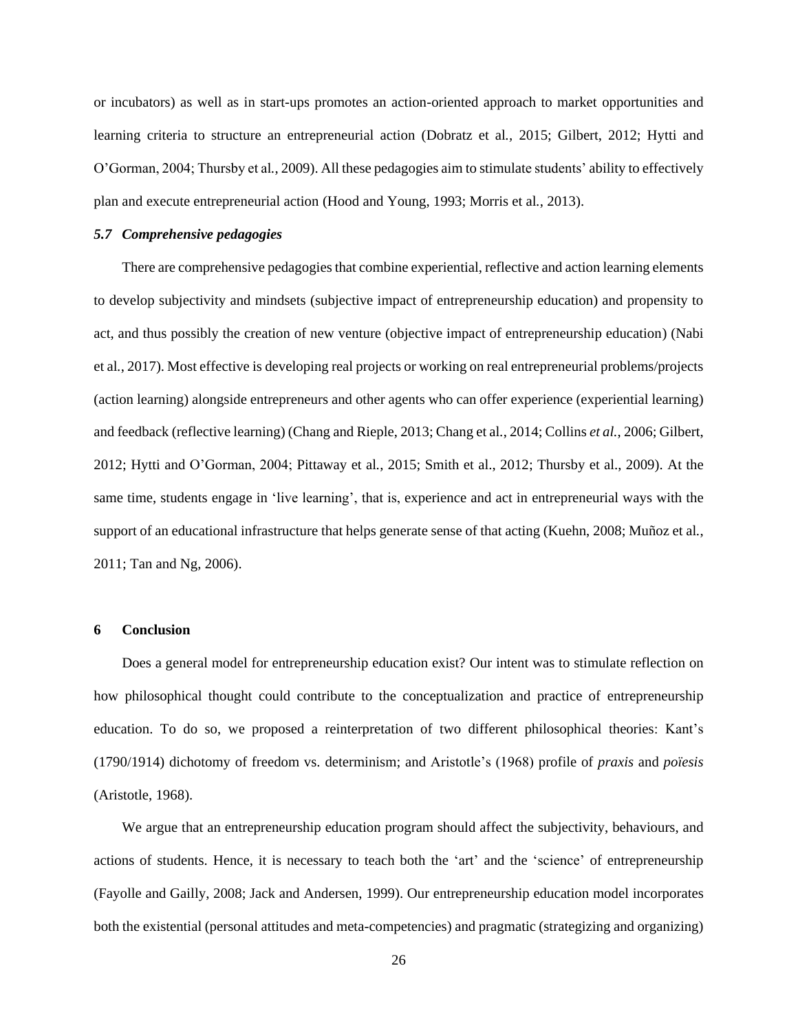or incubators) as well as in start-ups promotes an action-oriented approach to market opportunities and learning criteria to structure an entrepreneurial action (Dobratz et al., 2015; Gilbert, 2012; Hytti and O'Gorman, 2004; Thursby et al., 2009). All these pedagogies aim to stimulate students' ability to effectively plan and execute entrepreneurial action (Hood and Young, 1993; Morris et al., 2013).

### *5.7 Comprehensive pedagogies*

There are comprehensive pedagogies that combine experiential, reflective and action learning elements to develop subjectivity and mindsets (subjective impact of entrepreneurship education) and propensity to act, and thus possibly the creation of new venture (objective impact of entrepreneurship education) (Nabi et al., 2017). Most effective is developing real projects or working on real entrepreneurial problems/projects (action learning) alongside entrepreneurs and other agents who can offer experience (experiential learning) and feedback (reflective learning) (Chang and Rieple, 2013; Chang et al., 2014; Collins *et al.*, 2006; Gilbert, 2012; Hytti and O'Gorman, 2004; Pittaway et al., 2015; Smith et al., 2012; Thursby et al., 2009). At the same time, students engage in 'live learning', that is, experience and act in entrepreneurial ways with the support of an educational infrastructure that helps generate sense of that acting (Kuehn, 2008; Muñoz et al., 2011; Tan and Ng, 2006).

## 6 Conclusion

Does a general model for entrepreneurship education exist? Our intent was to stimulate reflection on how philosophical thought could contribute to the conceptualization and practice of entrepreneurship education. To do so, we proposed a reinterpretation of two different philosophical theories: Kant's (1790/1914) dichotomy of freedom vs. determinism; and Aristotle's (1968) profile of *praxis* and *poïesis* (Aristotle, 1968).

We argue that an entrepreneurship education program should affect the subjectivity, behaviours, and actions of students. Hence, it is necessary to teach both the 'art' and the 'science' of entrepreneurship (Fayolle and Gailly, 2008; Jack and Andersen, 1999). Our entrepreneurship education model incorporates both the existential (personal attitudes and meta-competencies) and pragmatic (strategizing and organizing)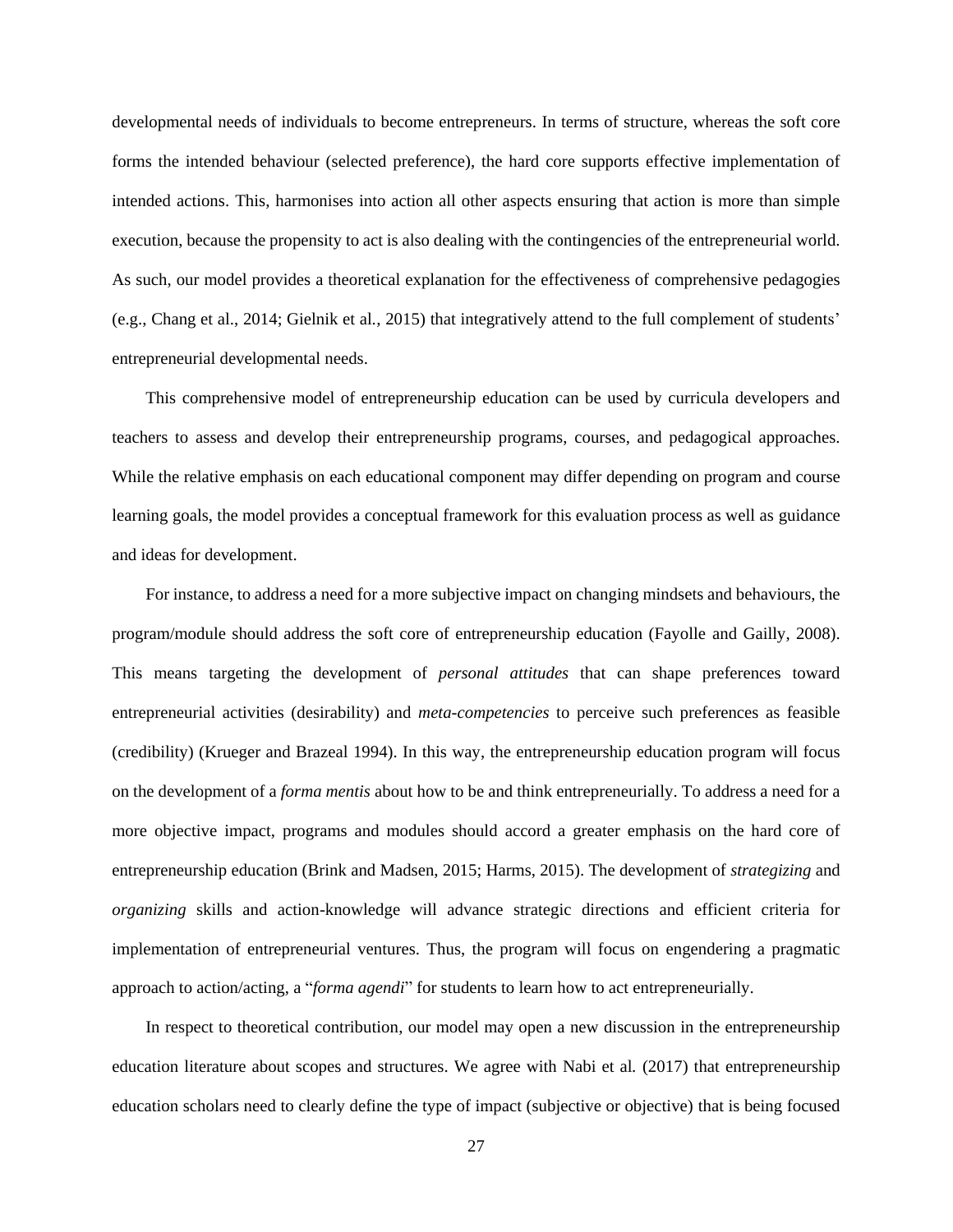developmental needs of individuals to become entrepreneurs. In terms of structure, whereas the soft core forms the intended behaviour (selected preference), the hard core supports effective implementation of intended actions. This, harmonises into action all other aspects ensuring that action is more than simple execution, because the propensity to act is also dealing with the contingencies of the entrepreneurial world. As such, our model provides a theoretical explanation for the effectiveness of comprehensive pedagogies (e.g., Chang et al., 2014; Gielnik et al., 2015) that integratively attend to the full complement of students' entrepreneurial developmental needs.

This comprehensive model of entrepreneurship education can be used by curricula developers and teachers to assess and develop their entrepreneurship programs, courses, and pedagogical approaches. While the relative emphasis on each educational component may differ depending on program and course learning goals, the model provides a conceptual framework for this evaluation process as well as guidance and ideas for development.

For instance, to address a need for a more subjective impact on changing mindsets and behaviours, the program/module should address the soft core of entrepreneurship education (Fayolle and Gailly, 2008). This means targeting the development of *personal attitudes* that can shape preferences toward entrepreneurial activities (desirability) and *meta-competencies* to perceive such preferences as feasible (credibility) (Krueger and Brazeal 1994). In this way, the entrepreneurship education program will focus on the development of a *forma mentis* about how to be and think entrepreneurially. To address a need for a more objective impact, programs and modules should accord a greater emphasis on the hard core of entrepreneurship education (Brink and Madsen, 2015; Harms, 2015). The development of *strategizing* and *organizing* skills and action-knowledge will advance strategic directions and efficient criteria for implementation of entrepreneurial ventures. Thus, the program will focus on engendering a pragmatic approach to action/acting, a "*forma agendi*" for students to learn how to act entrepreneurially.

In respect to theoretical contribution, our model may open a new discussion in the entrepreneurship education literature about scopes and structures. We agree with Nabi et al*.* (2017) that entrepreneurship education scholars need to clearly define the type of impact (subjective or objective) that is being focused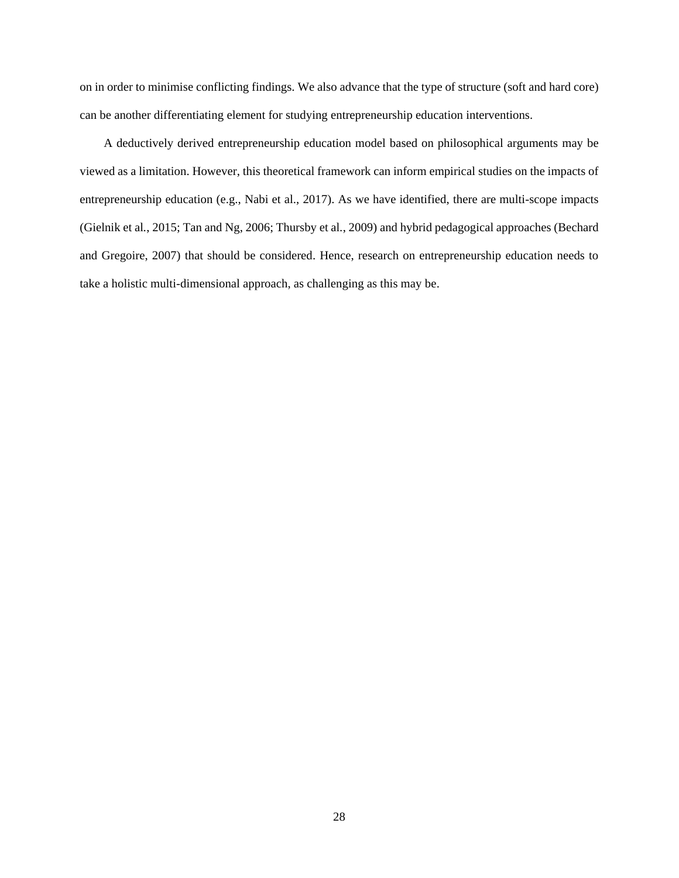on in order to minimise conflicting findings. We also advance that the type of structure (soft and hard core) can be another differentiating element for studying entrepreneurship education interventions.

A deductively derived entrepreneurship education model based on philosophical arguments may be viewed as a limitation. However, this theoretical framework can inform empirical studies on the impacts of entrepreneurship education (e.g., Nabi et al., 2017). As we have identified, there are multi-scope impacts (Gielnik et al., 2015; Tan and Ng, 2006; Thursby et al., 2009) and hybrid pedagogical approaches (Bechard and Gregoire, 2007) that should be considered. Hence, research on entrepreneurship education needs to take a holistic multi-dimensional approach, as challenging as this may be.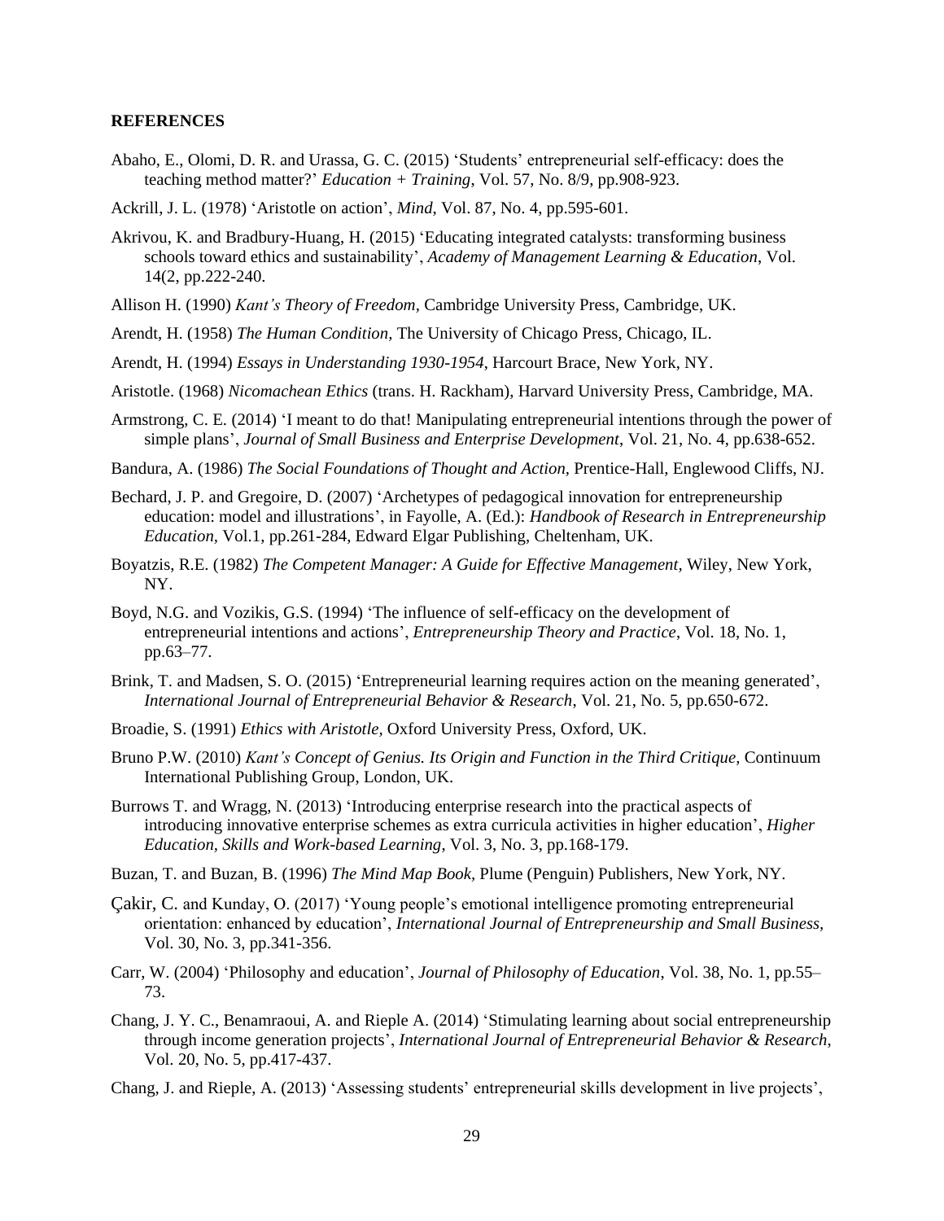**REFERENCES**

Abaho, E., Olomi, D. R. and Urassa, G. C. (2015) 'Students' entrepreneurial self-efficacy: does the teaching method matter?' *Education + Training*, Vol. 57, No. 8/9, pp.908-923.

Ackrill, J. L. (1978) 'Aristotle on action', *Mind*, Vol. 87, No. 4, pp.595-601.

Akrivou, K. and Bradbury-Huang, H. (2015) 'Educating integrated catalysts: transforming business schools toward ethics and sustainability', *Academy of Management Learning & Education*, Vol. 14(2, pp.222-240.

Allison H. (1990) *Kant's Theory of Freedom,* Cambridge University Press, Cambridge, UK.

Arendt, H. (1958) *The Human Condition,* The University of Chicago Press, Chicago, IL.

Arendt, H. (1994) *Essays in Understanding 1930-1954*, Harcourt Brace, New York, NY.

Aristotle. (1968) *Nicomachean Ethics* (trans. H. Rackham), Harvard University Press, Cambridge, MA.

Armstrong, C. E. (2014) 'I meant to do that! Manipulating entrepreneurial intentions through the power of simple plans', *Journal of Small Business and Enterprise Development*, Vol. 21, No. 4, pp.638-652.

Bandura, A. (1986) *The Social Foundations of Thought and Action,* Prentice-Hall, Englewood Cliffs, NJ.

Bechard, J. P. and Gregoire, D. (2007) 'Archetypes of pedagogical innovation for entrepreneurship education: model and illustrations', in Fayolle, A. (Ed.): *Handbook of Research in Entrepreneurship Education*, Vol.1, pp.261-284, Edward Elgar Publishing, Cheltenham, UK.

Boyatzis, R.E. (1982) *The Competent Manager: A Guide for Effective Management,* Wiley, New York, NY.

Boyd, N.G. and Vozikis, G.S. (1994) 'The influence of self-efficacy on the development of entrepreneurial intentions and actions', *Entrepreneurship Theory and Practice*, Vol. 18, No. 1, pp.63–77.

Brink, T. and Madsen, S. O. (2015) 'Entrepreneurial learning requires action on the meaning generated', *International Journal of Entrepreneurial Behavior & Research*, Vol. 21, No. 5, pp.650-672.

Broadie, S. (1991) *Ethics with Aristotle,* Oxford University Press, Oxford, UK.

Bruno P.W. (2010) *Kant's Concept of Genius. Its Origin and Function in the Third Critique,* Continuum International Publishing Group, London, UK.

Burrows T. and Wragg, N. (2013) 'Introducing enterprise research into the practical aspects of introducing innovative enterprise schemes as extra curricula activities in higher education', *Higher Education, Skills and Work-based Learning*, Vol. 3, No. 3, pp.168-179.

Buzan, T. and Buzan, B. (1996) *The Mind Map Book,* Plume (Penguin) Publishers, New York, NY.

Çakir, C. and Kunday, O. (2017) 'Young people's emotional intelligence promoting entrepreneurial orientation: enhanced by education', *International Journal of Entrepreneurship and Small Business,* Vol. 30, No. 3, pp.341-356.

Carr, W. (2004) 'Philosophy and education', *Journal of Philosophy of Education*, Vol. 38, No. 1, pp.55–73.

Chang, J. Y. C., Benamraoui, A. and Rieple A. (2014) 'Stimulating learning about social entrepreneurship through income generation projects', *International Journal of Entrepreneurial Behavior & Research*, Vol. 20, No. 5, pp.417-437.

Chang, J. and Rieple, A. (2013) 'Assessing students' entrepreneurial skills development in live projects',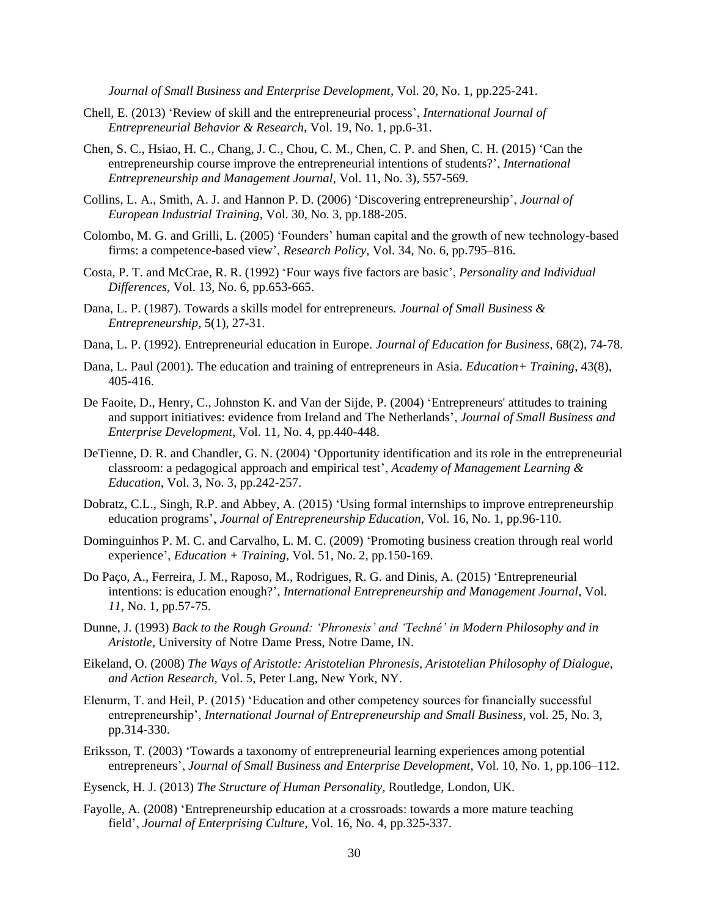*Journal of Small Business and Enterprise Development*, Vol. 20, No. 1, pp.225-241.

Chell, E. (2013) 'Review of skill and the entrepreneurial process', *International Journal of Entrepreneurial Behavior & Research*, Vol. 19, No. 1, pp.6-31.

Chen, S. C., Hsiao, H. C., Chang, J. C., Chou, C. M., Chen, C. P. and Shen, C. H. (2015) 'Can the entrepreneurship course improve the entrepreneurial intentions of students?', *International Entrepreneurship and Management Journal*, Vol. 11, No. 3), 557-569.

Collins, L. A., Smith, A. J. and Hannon P. D. (2006) 'Discovering entrepreneurship', *Journal of European Industrial Training*, Vol. 30, No. 3, pp.188-205.

Colombo, M. G. and Grilli, L. (2005) 'Founders' human capital and the growth of new technology-based firms: a competence-based view', *Research Policy*, Vol. 34, No. 6, pp.795–816.

Costa, P. T. and McCrae, R. R. (1992) 'Four ways five factors are basic', *Personality and Individual Differences*, Vol. 13, No. 6, pp.653-665.

Dana, L. P. (1987). Towards a skills model for entrepreneurs. *Journal of Small Business & Entrepreneurship*, 5(1), 27-31.

Dana, L. P. (1992). Entrepreneurial education in Europe. *Journal of Education for Business*, 68(2), 74-78.

Dana, L. Paul (2001). The education and training of entrepreneurs in Asia. *Education+ Training*, 43(8), 405-416.

De Faoite, D., Henry, C., Johnston K. and Van der Sijde, P. (2004) 'Entrepreneurs' attitudes to training and support initiatives: evidence from Ireland and The Netherlands', *Journal of Small Business and Enterprise Development*, Vol. 11, No. 4, pp.440-448.

DeTienne, D. R. and Chandler, G. N. (2004) 'Opportunity identification and its role in the entrepreneurial classroom: a pedagogical approach and empirical test', *Academy of Management Learning & Education*, Vol. 3, No. 3, pp.242-257.

Dobratz, C.L., Singh, R.P. and Abbey, A. (2015) 'Using formal internships to improve entrepreneurship education programs', *Journal of Entrepreneurship Education*, Vol. 16, No. 1, pp.96-110.

Dominguinhos P. M. C. and Carvalho, L. M. C. (2009) 'Promoting business creation through real world experience', *Education + Training*, Vol. 51, No. 2, pp.150-169.

Do Paço, A., Ferreira, J. M., Raposo, M., Rodrigues, R. G. and Dinis, A. (2015) 'Entrepreneurial intentions: is education enough?', *International Entrepreneurship and Management Journal*, Vol. *11*, No. 1, pp.57-75.

Dunne, J. (1993) *Back to the Rough Ground: 'Phronesis' and 'Techné' in Modern Philosophy and in Aristotle*, University of Notre Dame Press, Notre Dame, IN.

Eikeland, O. (2008) *The Ways of Aristotle: Aristotelian Phronesis, Aristotelian Philosophy of Dialogue, and Action Research*, Vol. 5, Peter Lang, New York, NY.

Elenurm, T. and Heil, P. (2015) 'Education and other competency sources for financially successful entrepreneurship', *International Journal of Entrepreneurship and Small Business*, vol. 25, No. 3, pp.314-330.

Eriksson, T. (2003) 'Towards a taxonomy of entrepreneurial learning experiences among potential entrepreneurs', *Journal of Small Business and Enterprise Development*, Vol. 10, No. 1, pp.106–112.

Eysenck, H. J. (2013) *The Structure of Human Personality*, Routledge, London, UK.

Fayolle, A. (2008) 'Entrepreneurship education at a crossroads: towards a more mature teaching field', *Journal of Enterprising Culture*, Vol. 16, No. 4, pp.325-337.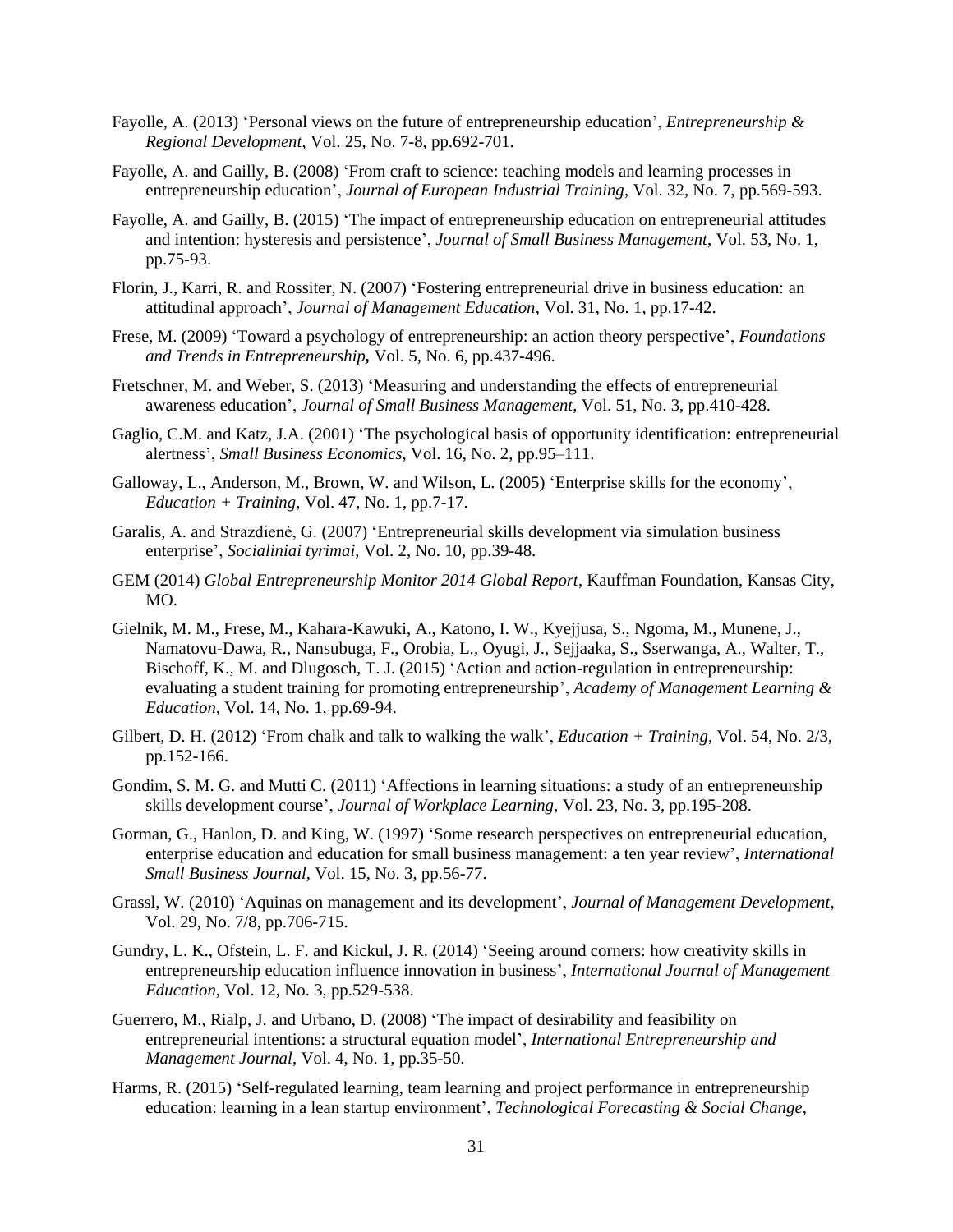Fayolle, A. (2013) ‘Personal views on the future of entrepreneurship education’, *Entrepreneurship & Regional Development*, Vol. 25, No. 7-8, pp.692-701.

Fayolle, A. and Gailly, B. (2008) ‘From craft to science: teaching models and learning processes in entrepreneurship education’, *Journal of European Industrial Training*, Vol. 32, No. 7, pp.569-593.

Fayolle, A. and Gailly, B. (2015) ‘The impact of entrepreneurship education on entrepreneurial attitudes and intention: hysteresis and persistence’, *Journal of Small Business Management*, Vol. 53, No. 1, pp.75-93.

Florin, J., Karri, R. and Rossiter, N. (2007) ‘Fostering entrepreneurial drive in business education: an attitudinal approach’, *Journal of Management Education*, Vol. 31, No. 1, pp.17-42.

Frese, M. (2009) ‘Toward a psychology of entrepreneurship: an action theory perspective’, *Foundations and Trends in Entrepreneurship***,** Vol. 5, No. 6, pp.437-496.

Fretschner, M. and Weber, S. (2013) ‘Measuring and understanding the effects of entrepreneurial awareness education’, *Journal of Small Business Management*, Vol. 51, No. 3, pp.410-428.

Gaglio, C.M. and Katz, J.A. (2001) ‘The psychological basis of opportunity identification: entrepreneurial alertness’, *Small Business Economics*, Vol. 16, No. 2, pp.95–111.

Galloway, L., Anderson, M., Brown, W. and Wilson, L. (2005) ‘Enterprise skills for the economy’, *Education + Training*, Vol. 47, No. 1, pp.7-17.

Garalis, A. and Strazdienė, G. (2007) ‘Entrepreneurial skills development via simulation business enterprise’, *Socialiniai tyrimai*, Vol. 2, No. 10, pp.39-48.

GEM (2014) *Global Entrepreneurship Monitor 2014 Global Report*, Kauffman Foundation, Kansas City, MO.

Gielnik, M. M., Frese, M., Kahara-Kawuki, A., Katono, I. W., Kyejjusa, S., Ngoma, M., Munene, J., Namatovu-Dawa, R., Nansubuga, F., Orobia, L., Oyugi, J., Sejjaaka, S., Sserwanga, A., Walter, T., Bischoff, K., M. and Dlugosch, T. J. (2015) ‘Action and action-regulation in entrepreneurship: evaluating a student training for promoting entrepreneurship’, *Academy of Management Learning & Education*, Vol. 14, No. 1, pp.69-94.

Gilbert, D. H. (2012) ‘From chalk and talk to walking the walk’, *Education + Training*, Vol. 54, No. 2/3, pp.152-166.

Gondim, S. M. G. and Mutti C. (2011) ‘Affections in learning situations: a study of an entrepreneurship skills development course’, *Journal of Workplace Learning*, Vol. 23, No. 3, pp.195-208.

Gorman, G., Hanlon, D. and King, W. (1997) ‘Some research perspectives on entrepreneurial education, enterprise education and education for small business management: a ten year review’, *International Small Business Journal*, Vol. 15, No. 3, pp.56-77.

Grassl, W. (2010) ‘Aquinas on management and its development’, *Journal of Management Development*, Vol. 29, No. 7/8, pp.706-715.

Gundry, L. K., Ofstein, L. F. and Kickul, J. R. (2014) ‘Seeing around corners: how creativity skills in entrepreneurship education influence innovation in business’, *International Journal of Management Education*, Vol. 12, No. 3, pp.529-538.

Guerrero, M., Rialp, J. and Urbano, D. (2008) ‘The impact of desirability and feasibility on entrepreneurial intentions: a structural equation model’, *International Entrepreneurship and Management Journal*, Vol. 4, No. 1, pp.35-50.

Harms, R. (2015) ‘Self-regulated learning, team learning and project performance in entrepreneurship education: learning in a lean startup environment’, *Technological Forecasting & Social Change*,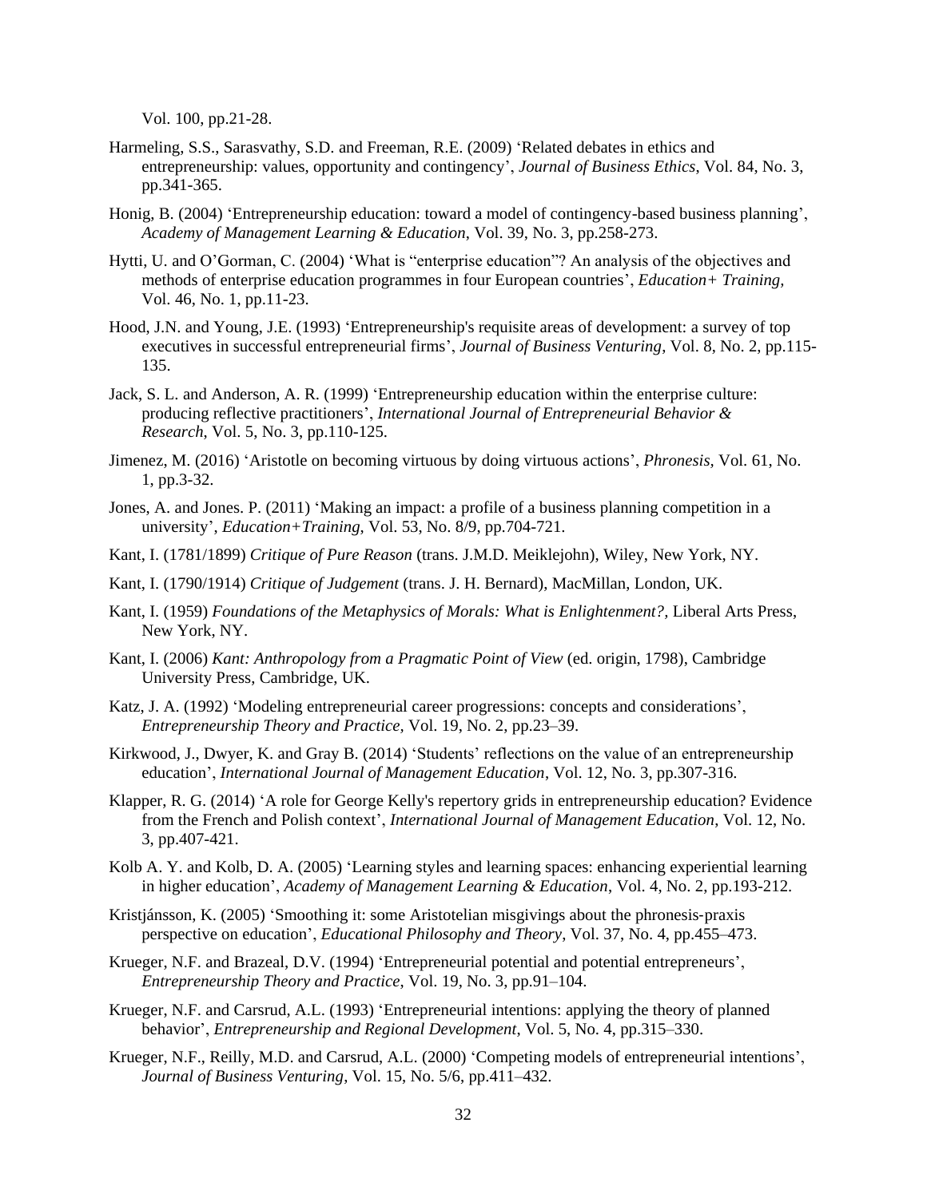Vol. 100, pp.21-28.

Harmeling, S.S., Sarasvathy, S.D. and Freeman, R.E. (2009) 'Related debates in ethics and entrepreneurship: values, opportunity and contingency', *Journal of Business Ethics*, Vol. 84, No. 3, pp.341-365.

Honig, B. (2004) 'Entrepreneurship education: toward a model of contingency-based business planning', *Academy of Management Learning & Education*, Vol. 39, No. 3, pp.258-273.

Hytti, U. and O'Gorman, C. (2004) 'What is "enterprise education"? An analysis of the objectives and methods of enterprise education programmes in four European countries', *Education+ Training,* Vol. 46, No. 1, pp.11-23.

Hood, J.N. and Young, J.E. (1993) 'Entrepreneurship's requisite areas of development: a survey of top executives in successful entrepreneurial firms', *Journal of Business Venturing*, Vol. 8, No. 2, pp.115-135.

Jack, S. L. and Anderson, A. R. (1999) 'Entrepreneurship education within the enterprise culture: producing reflective practitioners', *International Journal of Entrepreneurial Behavior & Research*, Vol. 5, No. 3, pp.110-125.

Jimenez, M. (2016) 'Aristotle on becoming virtuous by doing virtuous actions', *Phronesis,* Vol. 61, No. 1, pp.3-32.

Jones, A. and Jones. P. (2011) 'Making an impact: a profile of a business planning competition in a university', *Education+Training*, Vol. 53, No. 8/9, pp.704-721.

Kant, I. (1781/1899) *Critique of Pure Reason* (trans. J.M.D. Meiklejohn), Wiley, New York, NY.

Kant, I. (1790/1914) *Critique of Judgement* (trans. J. H. Bernard), MacMillan, London, UK.

Kant, I. (1959) *Foundations of the Metaphysics of Morals: What is Enlightenment?,* Liberal Arts Press, New York, NY.

Kant, I. (2006) *Kant: Anthropology from a Pragmatic Point of View* (ed. origin, 1798), Cambridge University Press, Cambridge, UK.

Katz, J. A. (1992) 'Modeling entrepreneurial career progressions: concepts and considerations', *Entrepreneurship Theory and Practice,* Vol. 19, No. 2, pp.23–39.

Kirkwood, J., Dwyer, K. and Gray B. (2014) 'Students' reflections on the value of an entrepreneurship education', *International Journal of Management Education*, Vol. 12, No. 3, pp.307-316.

Klapper, R. G. (2014) 'A role for George Kelly's repertory grids in entrepreneurship education? Evidence from the French and Polish context', *International Journal of Management Education,* Vol. 12, No. 3, pp.407-421.

Kolb A. Y. and Kolb, D. A. (2005) 'Learning styles and learning spaces: enhancing experiential learning in higher education', *Academy of Management Learning & Education*, Vol. 4, No. 2, pp.193-212.

Kristjánsson, K. (2005) 'Smoothing it: some Aristotelian misgivings about the phronesis‐praxis perspective on education', *Educational Philosophy and Theory*, Vol. 37, No. 4, pp.455–473.

Krueger, N.F. and Brazeal, D.V. (1994) 'Entrepreneurial potential and potential entrepreneurs', *Entrepreneurship Theory and Practice*, Vol. 19, No. 3, pp.91–104.

Krueger, N.F. and Carsrud, A.L. (1993) 'Entrepreneurial intentions: applying the theory of planned behavior', *Entrepreneurship and Regional Development*, Vol. 5, No. 4, pp.315–330.

Krueger, N.F., Reilly, M.D. and Carsrud, A.L. (2000) 'Competing models of entrepreneurial intentions', *Journal of Business Venturing*, Vol. 15, No. 5/6, pp.411–432.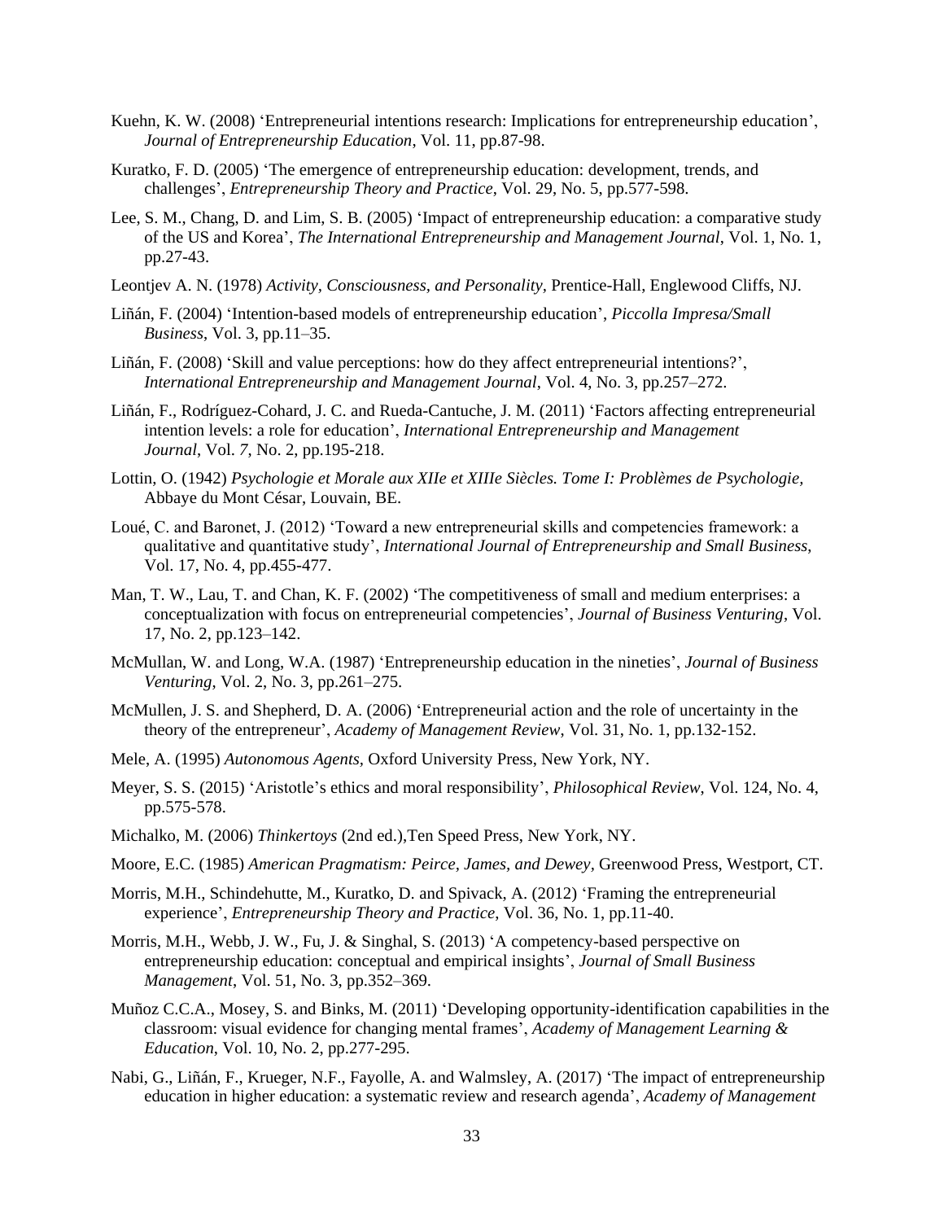Kuehn, K. W. (2008) 'Entrepreneurial intentions research: Implications for entrepreneurship education', *Journal of Entrepreneurship Education*, Vol. 11, pp.87-98.

Kuratko, F. D. (2005) 'The emergence of entrepreneurship education: development, trends, and challenges', *Entrepreneurship Theory and Practice*, Vol. 29, No. 5, pp.577-598.

Lee, S. M., Chang, D. and Lim, S. B. (2005) 'Impact of entrepreneurship education: a comparative study of the US and Korea', *The International Entrepreneurship and Management Journal*, Vol. 1, No. 1, pp.27-43.

Leontjev A. N. (1978) *Activity, Consciousness, and Personality*, Prentice-Hall, Englewood Cliffs, NJ.

Liñán, F. (2004) 'Intention-based models of entrepreneurship education', *Piccolla Impresa/Small Business*, Vol. 3, pp.11–35.

Liñán, F. (2008) 'Skill and value perceptions: how do they affect entrepreneurial intentions?', *International Entrepreneurship and Management Journal*, Vol. 4, No. 3, pp.257–272.

Liñán, F., Rodríguez-Cohard, J. C. and Rueda-Cantuche, J. M. (2011) 'Factors affecting entrepreneurial intention levels: a role for education', *International Entrepreneurship and Management Journal*, Vol. *7*, No. 2, pp.195-218.

Lottin, O. (1942) *Psychologie et Morale aux XIIe et XIIIe Siècles. Tome I: Problèmes de Psychologie*, Abbaye du Mont César, Louvain, BE.

Loué, C. and Baronet, J. (2012) 'Toward a new entrepreneurial skills and competencies framework: a qualitative and quantitative study', *International Journal of Entrepreneurship and Small Business*, Vol. 17, No. 4, pp.455-477.

Man, T. W., Lau, T. and Chan, K. F. (2002) 'The competitiveness of small and medium enterprises: a conceptualization with focus on entrepreneurial competencies', *Journal of Business Venturing*, Vol. 17, No. 2, pp.123–142.

McMullan, W. and Long, W.A. (1987) 'Entrepreneurship education in the nineties', *Journal of Business Venturing*, Vol. 2, No. 3, pp.261–275.

McMullen, J. S. and Shepherd, D. A. (2006) 'Entrepreneurial action and the role of uncertainty in the theory of the entrepreneur', *Academy of Management Review*, Vol. 31, No. 1, pp.132-152.

Mele, A. (1995) *Autonomous Agents*, Oxford University Press, New York, NY.

Meyer, S. S. (2015) 'Aristotle's ethics and moral responsibility', *Philosophical Review*, Vol. 124, No. 4, pp.575-578.

Michalko, M. (2006) *Thinkertoys* (2nd ed.),Ten Speed Press, New York, NY.

Moore, E.C. (1985) *American Pragmatism: Peirce, James, and Dewey*, Greenwood Press, Westport, CT.

Morris, M.H., Schindehutte, M., Kuratko, D. and Spivack, A. (2012) 'Framing the entrepreneurial experience', *Entrepreneurship Theory and Practice*, Vol. 36, No. 1, pp.11-40.

Morris, M.H., Webb, J. W., Fu, J. & Singhal, S. (2013) 'A competency-based perspective on entrepreneurship education: conceptual and empirical insights', *Journal of Small Business Management*, Vol. 51, No. 3, pp.352–369.

Muñoz C.C.A., Mosey, S. and Binks, M. (2011) 'Developing opportunity-identification capabilities in the classroom: visual evidence for changing mental frames', *Academy of Management Learning & Education*, Vol. 10, No. 2, pp.277-295.

Nabi, G., Liñán, F., Krueger, N.F., Fayolle, A. and Walmsley, A. (2017) 'The impact of entrepreneurship education in higher education: a systematic review and research agenda', *Academy of Management*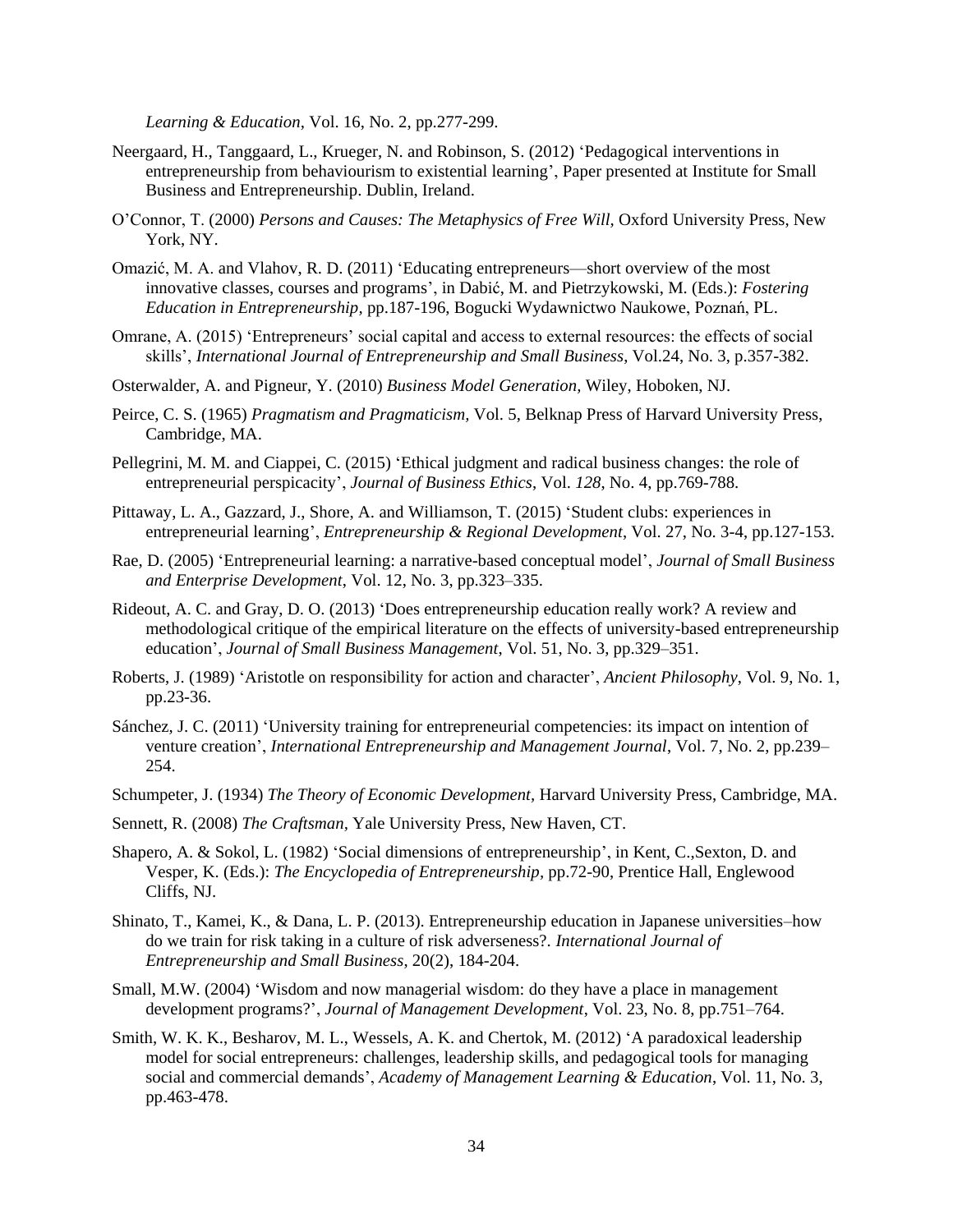*Learning & Education*, Vol. 16, No. 2, pp.277-299.

Neergaard, H., Tanggaard, L., Krueger, N. and Robinson, S. (2012) 'Pedagogical interventions in entrepreneurship from behaviourism to existential learning', Paper presented at Institute for Small Business and Entrepreneurship. Dublin, Ireland.

O'Connor, T. (2000) *Persons and Causes: The Metaphysics of Free Will*, Oxford University Press, New York, NY.

Omazić, M. A. and Vlahov, R. D. (2011) 'Educating entrepreneurs—short overview of the most innovative classes, courses and programs', in Dabić, M. and Pietrzykowski, M. (Eds.): *Fostering Education in Entrepreneurship*, pp.187-196, Bogucki Wydawnictwo Naukowe, Poznań, PL.

Omrane, A. (2015) 'Entrepreneurs' social capital and access to external resources: the effects of social skills', *International Journal of Entrepreneurship and Small Business*, Vol.24, No. 3, p.357-382.

Osterwalder, A. and Pigneur, Y. (2010) *Business Model Generation,* Wiley, Hoboken, NJ.

Peirce, C. S. (1965) *Pragmatism and Pragmaticism,* Vol. 5, Belknap Press of Harvard University Press, Cambridge, MA.

Pellegrini, M. M. and Ciappei, C. (2015) 'Ethical judgment and radical business changes: the role of entrepreneurial perspicacity', *Journal of Business Ethics*, Vol. *128*, No. 4, pp.769-788.

Pittaway, L. A., Gazzard, J., Shore, A. and Williamson, T. (2015) 'Student clubs: experiences in entrepreneurial learning', *Entrepreneurship & Regional Development*, Vol. 27, No. 3-4, pp.127-153.

Rae, D. (2005) 'Entrepreneurial learning: a narrative-based conceptual model', *Journal of Small Business and Enterprise Development*, Vol. 12, No. 3, pp.323–335.

Rideout, A. C. and Gray, D. O. (2013) 'Does entrepreneurship education really work? A review and methodological critique of the empirical literature on the effects of university-based entrepreneurship education', *Journal of Small Business Management*, Vol. 51, No. 3, pp.329–351.

Roberts, J. (1989) 'Aristotle on responsibility for action and character', *Ancient Philosophy*, Vol. 9, No. 1, pp.23-36.

Sánchez, J. C. (2011) 'University training for entrepreneurial competencies: its impact on intention of venture creation', *International Entrepreneurship and Management Journal*, Vol. 7, No. 2, pp.239–254.

Schumpeter, J. (1934) *The Theory of Economic Development,* Harvard University Press, Cambridge, MA.

Sennett, R. (2008) *The Craftsman*, Yale University Press, New Haven, CT.

Shapero, A. & Sokol, L. (1982) 'Social dimensions of entrepreneurship', in Kent, C.,Sexton, D. and Vesper, K. (Eds.): *The Encyclopedia of Entrepreneurship,* pp.72-90, Prentice Hall, Englewood Cliffs, NJ.

Shinato, T., Kamei, K., & Dana, L. P. (2013). Entrepreneurship education in Japanese universities–how do we train for risk taking in a culture of risk adverseness?. *International Journal of Entrepreneurship and Small Business*, 20(2), 184-204.

Small, M.W. (2004) 'Wisdom and now managerial wisdom: do they have a place in management development programs?', *Journal of Management Development*, Vol. 23, No. 8, pp.751–764.

Smith, W. K. K., Besharov, M. L., Wessels, A. K. and Chertok, M. (2012) 'A paradoxical leadership model for social entrepreneurs: challenges, leadership skills, and pedagogical tools for managing social and commercial demands', *Academy of Management Learning & Education*, Vol. 11, No. 3, pp.463-478.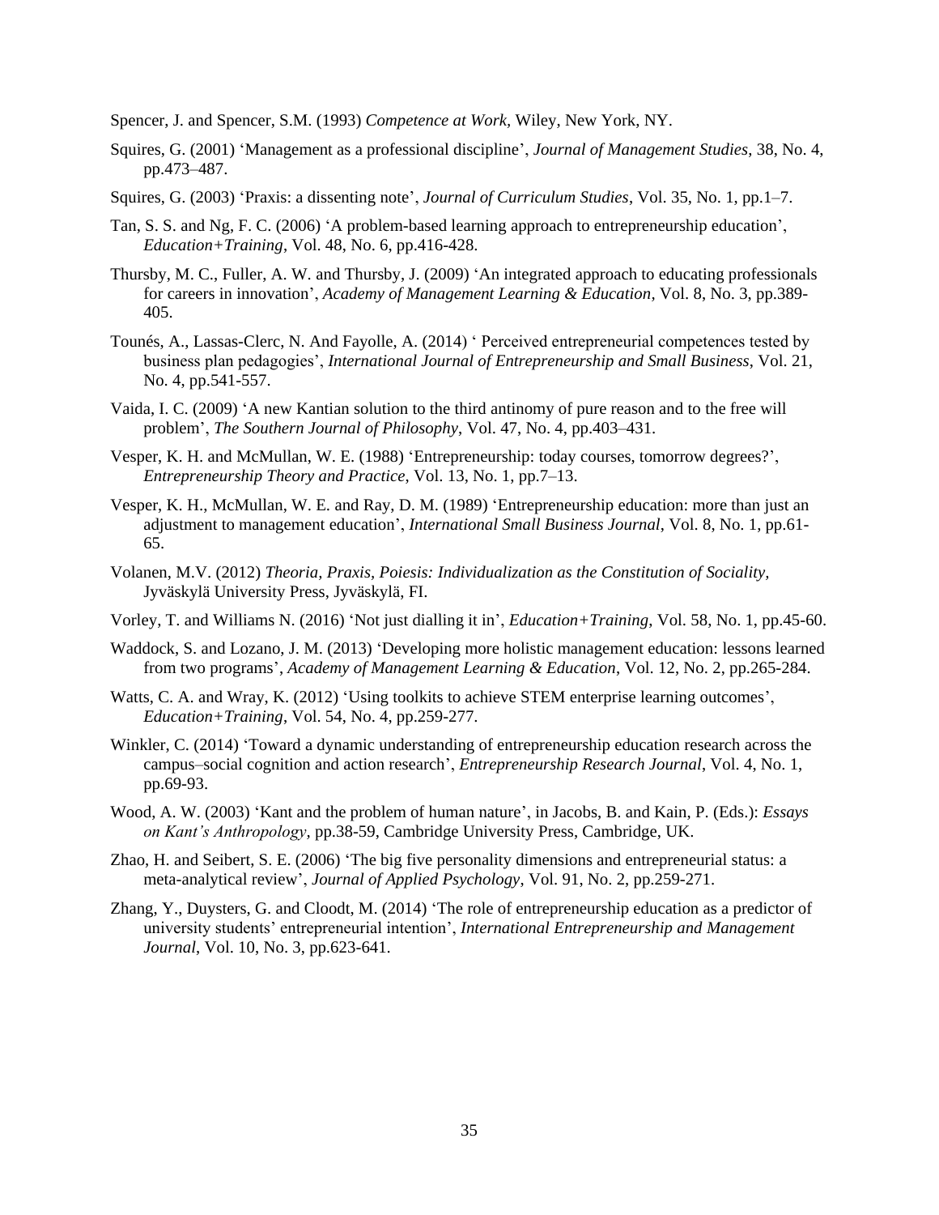Spencer, J. and Spencer, S.M. (1993) *Competence at Work*, Wiley, New York, NY.

Squires, G. (2001) 'Management as a professional discipline', *Journal of Management Studies*, 38, No. 4, pp.473–487.

Squires, G. (2003) 'Praxis: a dissenting note', *Journal of Curriculum Studies*, Vol. 35, No. 1, pp.1–7.

Tan, S. S. and Ng, F. C. (2006) 'A problem-based learning approach to entrepreneurship education', *Education+Training*, Vol. 48, No. 6, pp.416-428.

Thursby, M. C., Fuller, A. W. and Thursby, J. (2009) 'An integrated approach to educating professionals for careers in innovation', *Academy of Management Learning & Education,* Vol. 8, No. 3, pp.389-405.

Tounés, A., Lassas-Clerc, N. And Fayolle, A. (2014) ' Perceived entrepreneurial competences tested by business plan pedagogies', *International Journal of Entrepreneurship and Small Business*, Vol. 21, No. 4, pp.541-557.

Vaida, I. C. (2009) 'A new Kantian solution to the third antinomy of pure reason and to the free will problem', *The Southern Journal of Philosophy*, Vol. 47, No. 4, pp.403–431.

Vesper, K. H. and McMullan, W. E. (1988) 'Entrepreneurship: today courses, tomorrow degrees?', *Entrepreneurship Theory and Practice*, Vol. 13, No. 1, pp.7–13.

Vesper, K. H., McMullan, W. E. and Ray, D. M. (1989) 'Entrepreneurship education: more than just an adjustment to management education', *International Small Business Journal*, Vol. 8, No. 1, pp.61-65.

Volanen, M.V. (2012) *Theoria, Praxis, Poiesis: Individualization as the Constitution of Sociality,* Jyväskylä University Press, Jyväskylä, FI.

Vorley, T. and Williams N. (2016) 'Not just dialling it in', *Education+Training*, Vol. 58, No. 1, pp.45-60.

Waddock, S. and Lozano, J. M. (2013) 'Developing more holistic management education: lessons learned from two programs', *Academy of Management Learning & Education*, Vol. 12, No. 2, pp.265-284.

Watts, C. A. and Wray, K. (2012) 'Using toolkits to achieve STEM enterprise learning outcomes', *Education+Training*, Vol. 54, No. 4, pp.259-277.

Winkler, C. (2014) 'Toward a dynamic understanding of entrepreneurship education research across the campus–social cognition and action research', *Entrepreneurship Research Journal*, Vol. 4, No. 1, pp.69-93.

Wood, A. W. (2003) 'Kant and the problem of human nature', in Jacobs, B. and Kain, P. (Eds.): *Essays on Kant's Anthropology*, pp.38-59, Cambridge University Press, Cambridge, UK.

Zhao, H. and Seibert, S. E. (2006) 'The big five personality dimensions and entrepreneurial status: a meta-analytical review', *Journal of Applied Psychology*, Vol. 91, No. 2, pp.259-271.

Zhang, Y., Duysters, G. and Cloodt, M. (2014) 'The role of entrepreneurship education as a predictor of university students' entrepreneurial intention', *International Entrepreneurship and Management Journal*, Vol. 10, No. 3, pp.623-641.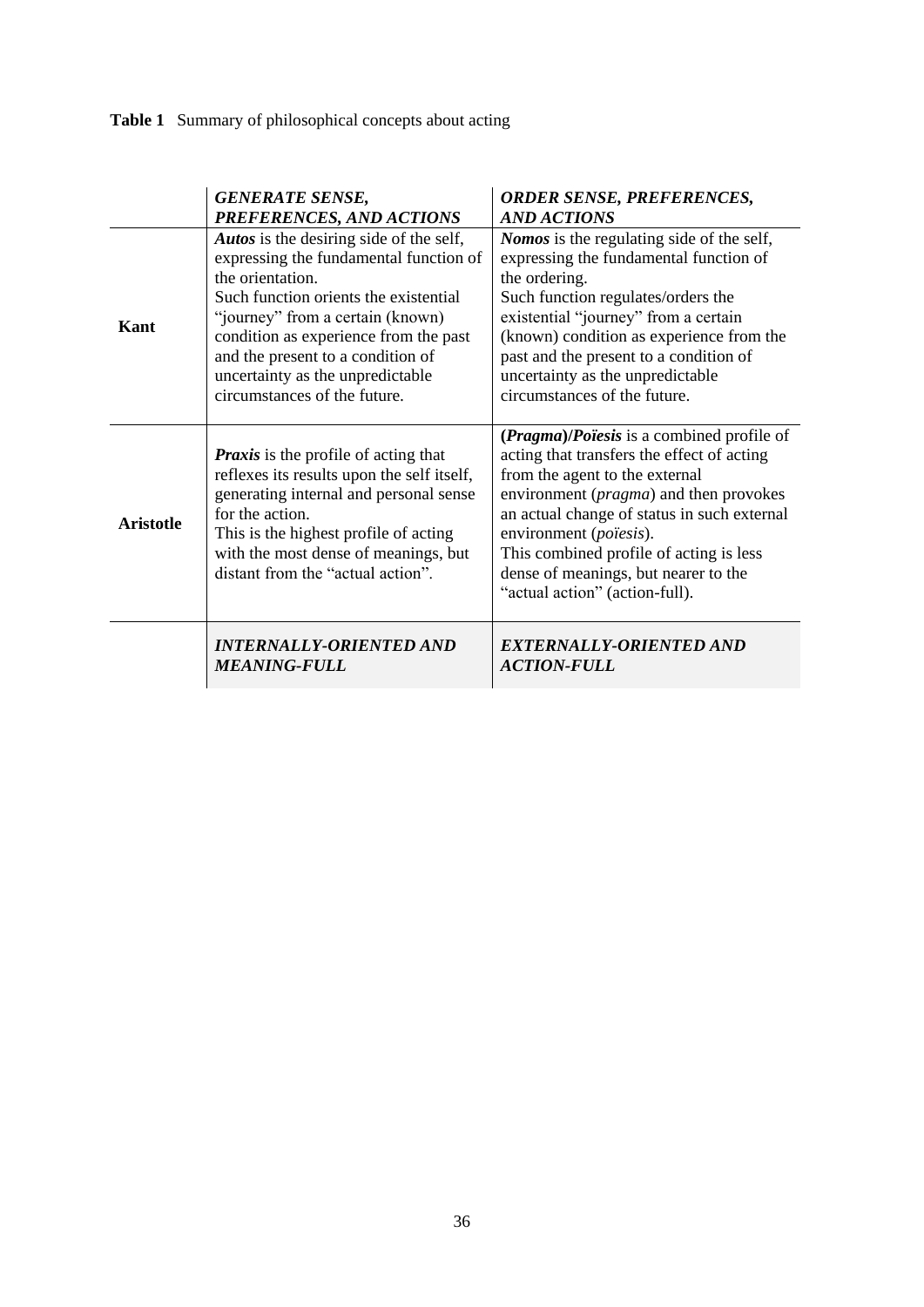**Table 1** Summary of philosophical concepts about acting

| | ***GENERATE SENSE, PREFERENCES, AND ACTIONS*** | ***ORDER SENSE, PREFERENCES, AND ACTIONS*** |
|---|---|---|
| **Kant** | ***Autos*** is the desiring side of the self, expressing the fundamental function of the orientation. Such function orients the existential "journey" from a certain (known) condition as experience from the past and the present to a condition of uncertainty as the unpredictable circumstances of the future. | ***Nomos*** is the regulating side of the self, expressing the fundamental function of the ordering. Such function regulates/orders the existential "journey" from a certain (known) condition as experience from the past and the present to a condition of uncertainty as the unpredictable circumstances of the future. |
| **Aristotle** | ***Praxis*** is the profile of acting that reflexes its results upon the self itself, generating internal and personal sense for the action. This is the highest profile of acting with the most dense of meanings, but distant from the "actual action". | **(*Pragma*)/*Poïesis*** is a combined profile of acting that transfers the effect of acting from the agent to the external environment (*pragma*) and then provokes an actual change of status in such external environment (*poïesis*). This combined profile of acting is less dense of meanings, but nearer to the "actual action" (action-full). |
| | ***INTERNALLY-ORIENTED AND MEANING-FULL*** | ***EXTERNALLY-ORIENTED AND ACTION-FULL*** |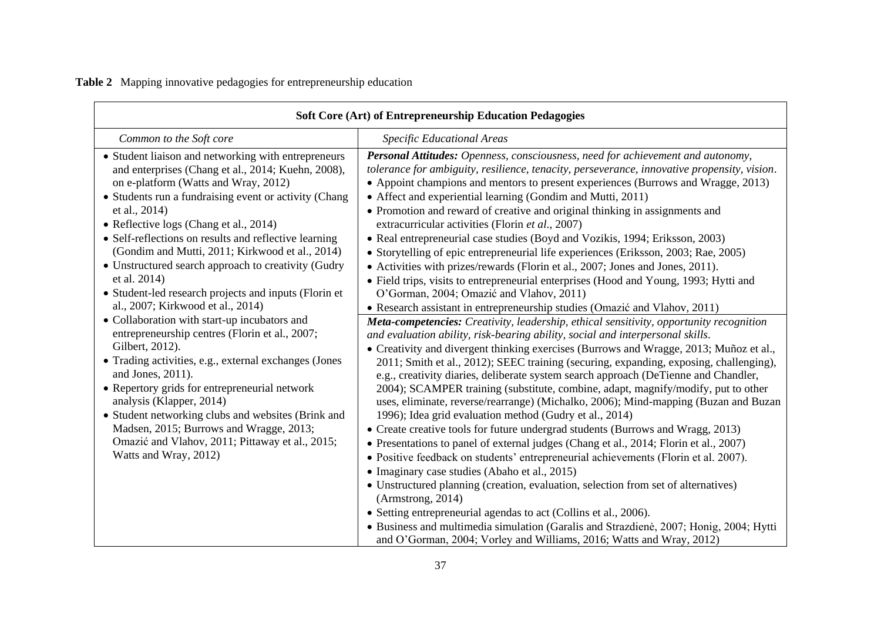**Table 2** Mapping innovative pedagogies for entrepreneurship education

| Soft Core (Art) of Entrepreneurship Education Pedagogies | |
|---|---|
| *Common to the Soft core* | *Specific Educational Areas* |
| • Student liaison and networking with entrepreneurs and enterprises (Chang et al., 2014; Kuehn, 2008), on e-platform (Watts and Wray, 2012)<br>• Students run a fundraising event or activity (Chang et al., 2014)<br>• Reflective logs (Chang et al., 2014)<br>• Self-reflections on results and reflective learning (Gondim and Mutti, 2011; Kirkwood et al., 2014)<br>• Unstructured search approach to creativity (Gudry et al. 2014)<br>• Student-led research projects and inputs (Florin et al., 2007; Kirkwood et al., 2014)<br>• Collaboration with start-up incubators and entrepreneurship centres (Florin et al., 2007; Gilbert, 2012).<br>• Trading activities, e.g., external exchanges (Jones and Jones, 2011).<br>• Repertory grids for entrepreneurial network analysis (Klapper, 2014)<br>• Student networking clubs and websites (Brink and Madsen, 2015; Burrows and Wragge, 2013; Omazić and Vlahov, 2011; Pittaway et al., 2015; Watts and Wray, 2012) | ***Personal Attitudes:*** *Openness, consciousness, need for achievement and autonomy, tolerance for ambiguity, resilience, tenacity, perseverance, innovative propensity, vision.*<br>• Appoint champions and mentors to present experiences (Burrows and Wragge, 2013)<br>• Affect and experiential learning (Gondim and Mutti, 2011)<br>• Promotion and reward of creative and original thinking in assignments and extracurricular activities (Florin *et al*., 2007)<br>• Real entrepreneurial case studies (Boyd and Vozikis, 1994; Eriksson, 2003)<br>• Storytelling of epic entrepreneurial life experiences (Eriksson, 2003; Rae, 2005)<br>• Activities with prizes/rewards (Florin et al., 2007; Jones and Jones, 2011).<br>• Field trips, visits to entrepreneurial enterprises (Hood and Young, 1993; Hytti and O'Gorman, 2004; Omazić and Vlahov, 2011)<br>• Research assistant in entrepreneurship studies (Omazić and Vlahov, 2011)<br><br>***Meta-competencies:*** *Creativity, leadership, ethical sensitivity, opportunity recognition and evaluation ability, risk-bearing ability, social and interpersonal skills.*<br>• Creativity and divergent thinking exercises (Burrows and Wragge, 2013; Muñoz et al., 2011; Smith et al., 2012); SEEC training (securing, expanding, exposing, challenging), e.g., creativity diaries, deliberate system search approach (DeTienne and Chandler, 2004); SCAMPER training (substitute, combine, adapt, magnify/modify, put to other uses, eliminate, reverse/rearrange) (Michalko, 2006); Mind-mapping (Buzan and Buzan 1996); Idea grid evaluation method (Gudry et al., 2014)<br>• Create creative tools for future undergrad students (Burrows and Wragg, 2013)<br>• Presentations to panel of external judges (Chang et al., 2014; Florin et al., 2007)<br>• Positive feedback on students' entrepreneurial achievements (Florin et al. 2007).<br>• Imaginary case studies (Abaho et al., 2015)<br>• Unstructured planning (creation, evaluation, selection from set of alternatives) (Armstrong, 2014)<br>• Setting entrepreneurial agendas to act (Collins et al., 2006).<br>• Business and multimedia simulation (Garalis and Strazdienė, 2007; Honig, 2004; Hytti and O'Gorman, 2004; Vorley and Williams, 2016; Watts and Wray, 2012) |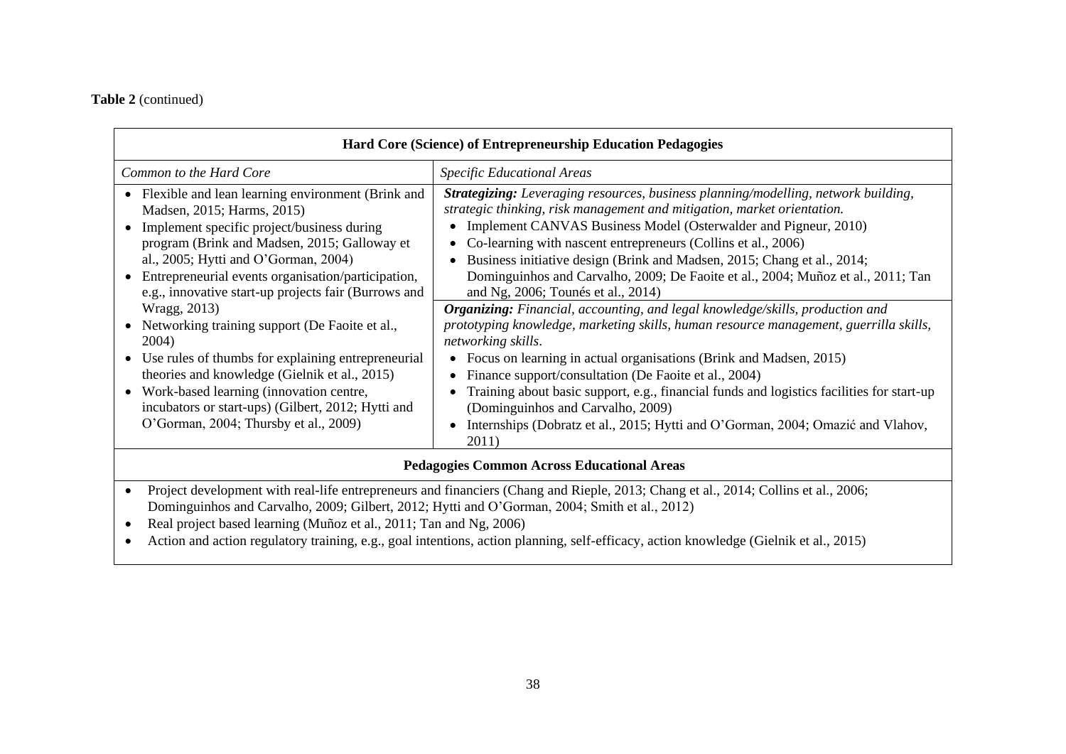**Table 2** (continued)

| Hard Core (Science) of Entrepreneurship Education Pedagogies | |
|---|---|
| *Common to the Hard Core* | *Specific Educational Areas* |
| • Flexible and lean learning environment (Brink and Madsen, 2015; Harms, 2015)<br>• Implement specific project/business during program (Brink and Madsen, 2015; Galloway et al., 2005; Hytti and O'Gorman, 2004)<br>• Entrepreneurial events organisation/participation, e.g., innovative start-up projects fair (Burrows and Wragg, 2013)<br>• Networking training support (De Faoite et al., 2004)<br>• Use rules of thumbs for explaining entrepreneurial theories and knowledge (Gielnik et al., 2015)<br>• Work-based learning (innovation centre, incubators or start-ups) (Gilbert, 2012; Hytti and O'Gorman, 2004; Thursby et al., 2009) | ***Strategizing:*** *Leveraging resources, business planning/modelling, network building, strategic thinking, risk management and mitigation, market orientation.*<br>• Implement CANVAS Business Model (Osterwalder and Pigneur, 2010)<br>• Co-learning with nascent entrepreneurs (Collins et al., 2006)<br>• Business initiative design (Brink and Madsen, 2015; Chang et al., 2014; Dominguinhos and Carvalho, 2009; De Faoite et al., 2004; Muñoz et al., 2011; Tan and Ng, 2006; Tounés et al., 2014)<br><br>***Organizing:*** *Financial, accounting, and legal knowledge/skills, production and prototyping knowledge, marketing skills, human resource management, guerrilla skills, networking skills*.<br>• Focus on learning in actual organisations (Brink and Madsen, 2015)<br>• Finance support/consultation (De Faoite et al., 2004)<br>• Training about basic support, e.g., financial funds and logistics facilities for start-up (Dominguinhos and Carvalho, 2009)<br>• Internships (Dobratz et al., 2015; Hytti and O'Gorman, 2004; Omazić and Vlahov, 2011) |
| **Pedagogies Common Across Educational Areas** | |
| • Project development with real-life entrepreneurs and financiers (Chang and Rieple, 2013; Chang et al., 2014; Collins et al., 2006; Dominguinhos and Carvalho, 2009; Gilbert, 2012; Hytti and O'Gorman, 2004; Smith et al., 2012)<br>• Real project based learning (Muñoz et al., 2011; Tan and Ng, 2006)<br>• Action and action regulatory training, e.g., goal intentions, action planning, self-efficacy, action knowledge (Gielnik et al., 2015) | |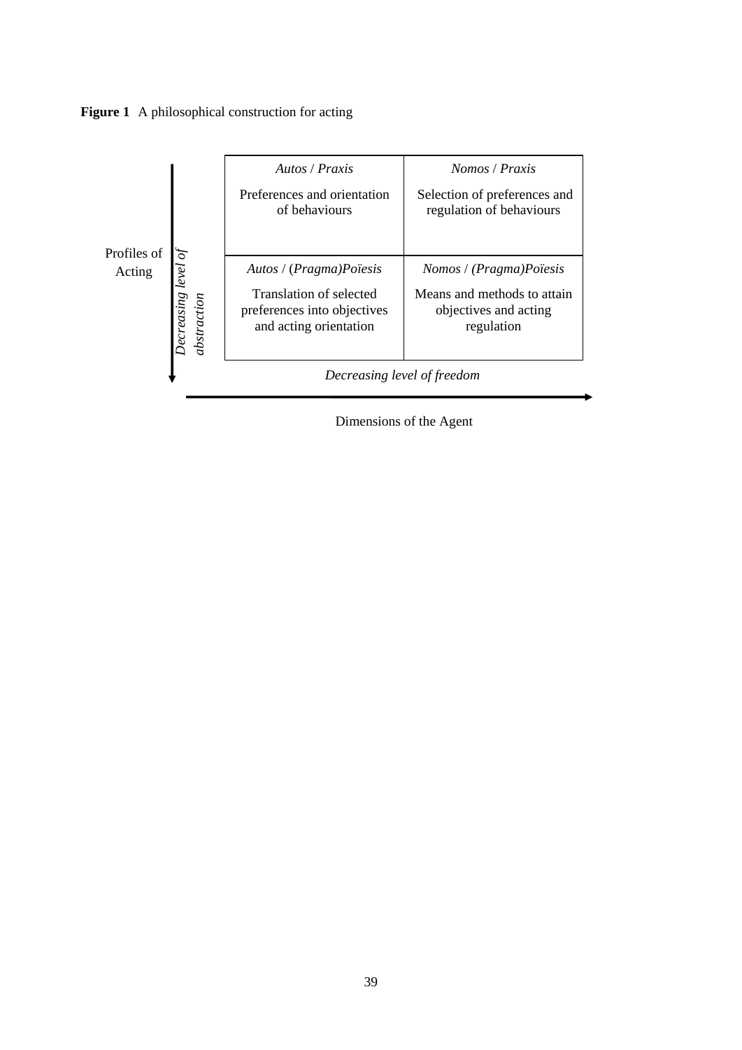**Figure 1** A philosophical construction for acting

| | |
|---|---|
| *Autos* / *Praxis*<br>Preferences and orientation of behaviours | *Nomos* / *Praxis*<br>Selection of preferences and regulation of behaviours |
| *Autos* / (*Pragma)Poïesis*<br>Translation of selected preferences into objectives and acting orientation | *Nomos* / *(Pragma)Poïesis*<br>Means and methods to attain objectives and acting regulation |

Profiles of Acting

*Decreasing level of abstraction*

*Decreasing level of freedom*

Dimensions of the Agent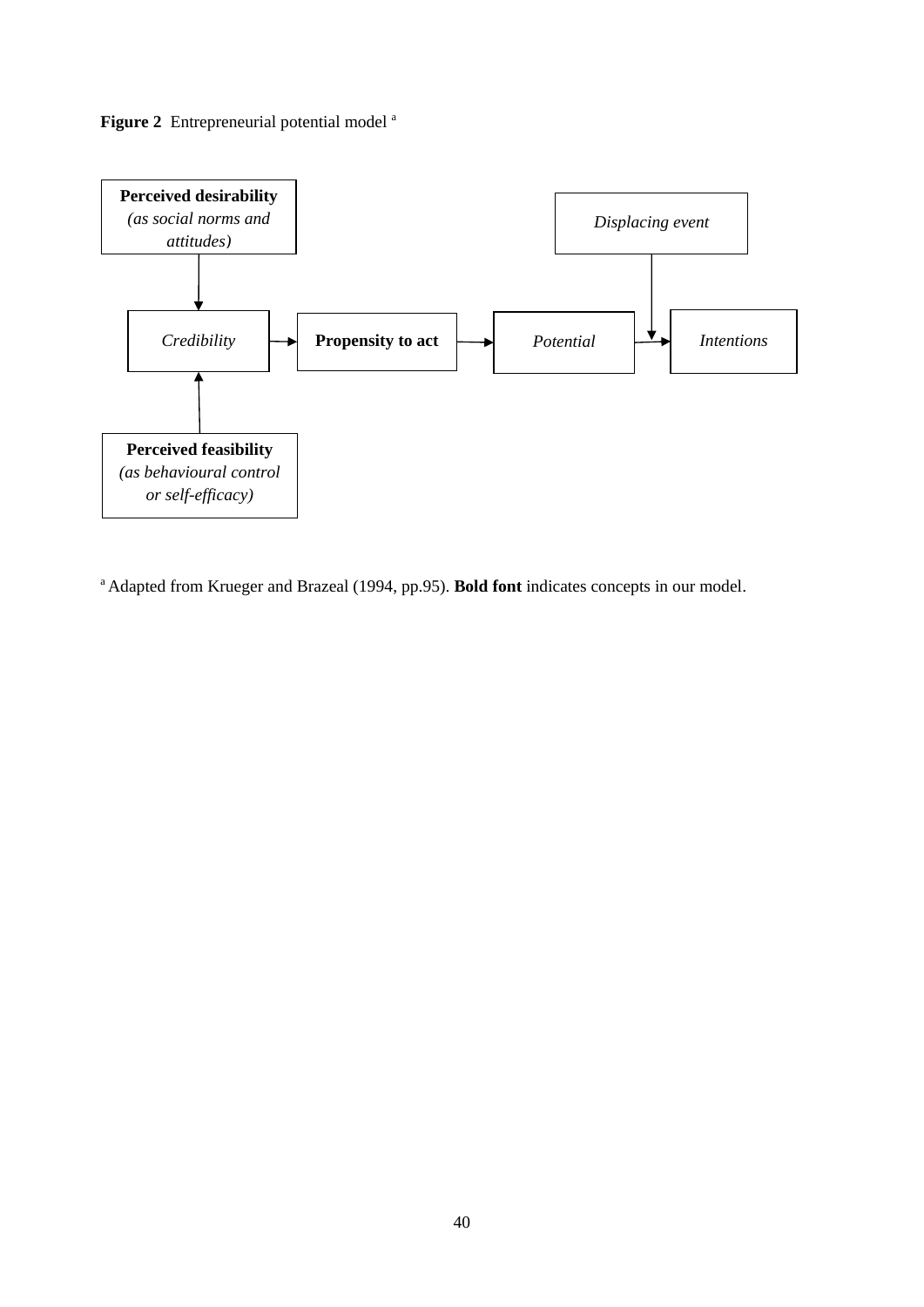**Figure 2** Entrepreneurial potential model [a]

**Perceived desirability**
*(as social norms and attitudes)*

*Displacing event*

*Credibility*

**Propensity to act**

*Potential*

*Intentions*

**Perceived feasibility**
*(as behavioural control or self-efficacy)*

[a] Adapted from Krueger and Brazeal (1994, pp.95). **Bold font** indicates concepts in our model.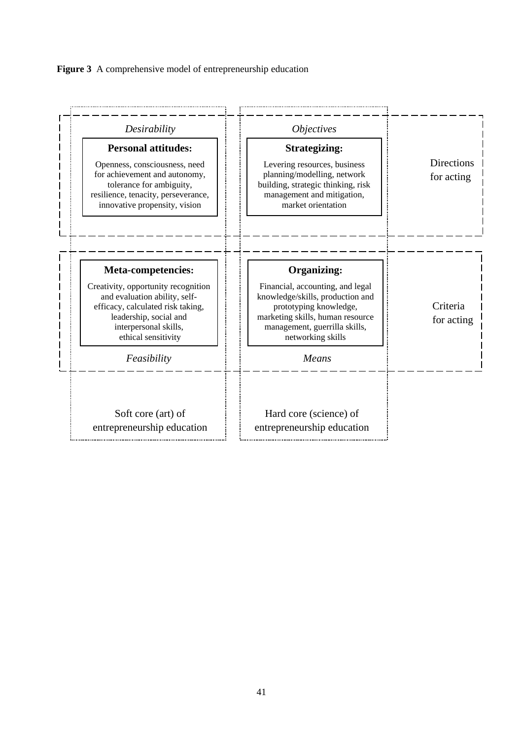**Figure 3** A comprehensive model of entrepreneurship education

*Desirability*

**Personal attitudes:**

Openness, consciousness, need for achievement and autonomy, tolerance for ambiguity, resilience, tenacity, perseverance, innovative propensity, vision

*Objectives*

**Strategizing:**

Levering resources, business planning/modelling, network building, strategic thinking, risk management and mitigation, market orientation

Directions for acting

**Meta-competencies:**

Creativity, opportunity recognition and evaluation ability, self-efficacy, calculated risk taking, leadership, social and interpersonal skills, ethical sensitivity

*Feasibility*

**Organizing:**

Financial, accounting, and legal knowledge/skills, production and prototyping knowledge, marketing skills, human resource management, guerrilla skills, networking skills

*Means*

Criteria for acting

Soft core (art) of entrepreneurship education

Hard core (science) of entrepreneurship education